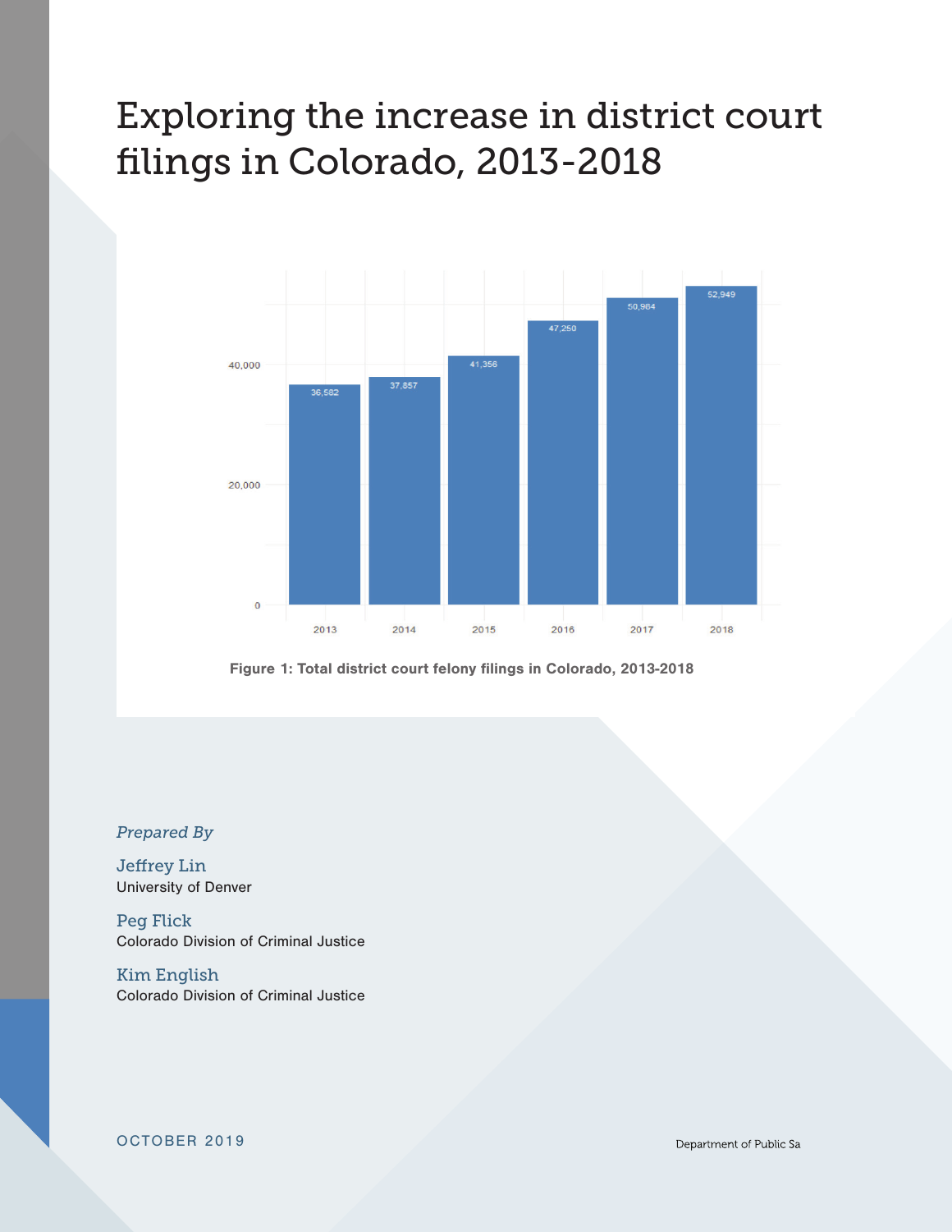# Exploring the increase in district court filings in Colorado, 2013-2018

40,000
20,000
0

36,582
37,857
41,356
47,250
50,984
52,949

2013 2014 2015 2016 2017 2018

**Figure 1: Total district court felony filings in Colorado, 2013-2018**

*Prepared By*

Jeffrey Lin
University of Denver

Peg Flick
Colorado Division of Criminal Justice

Kim English
Colorado Division of Criminal Justice

OCTOBER 2019

Department of Public Sa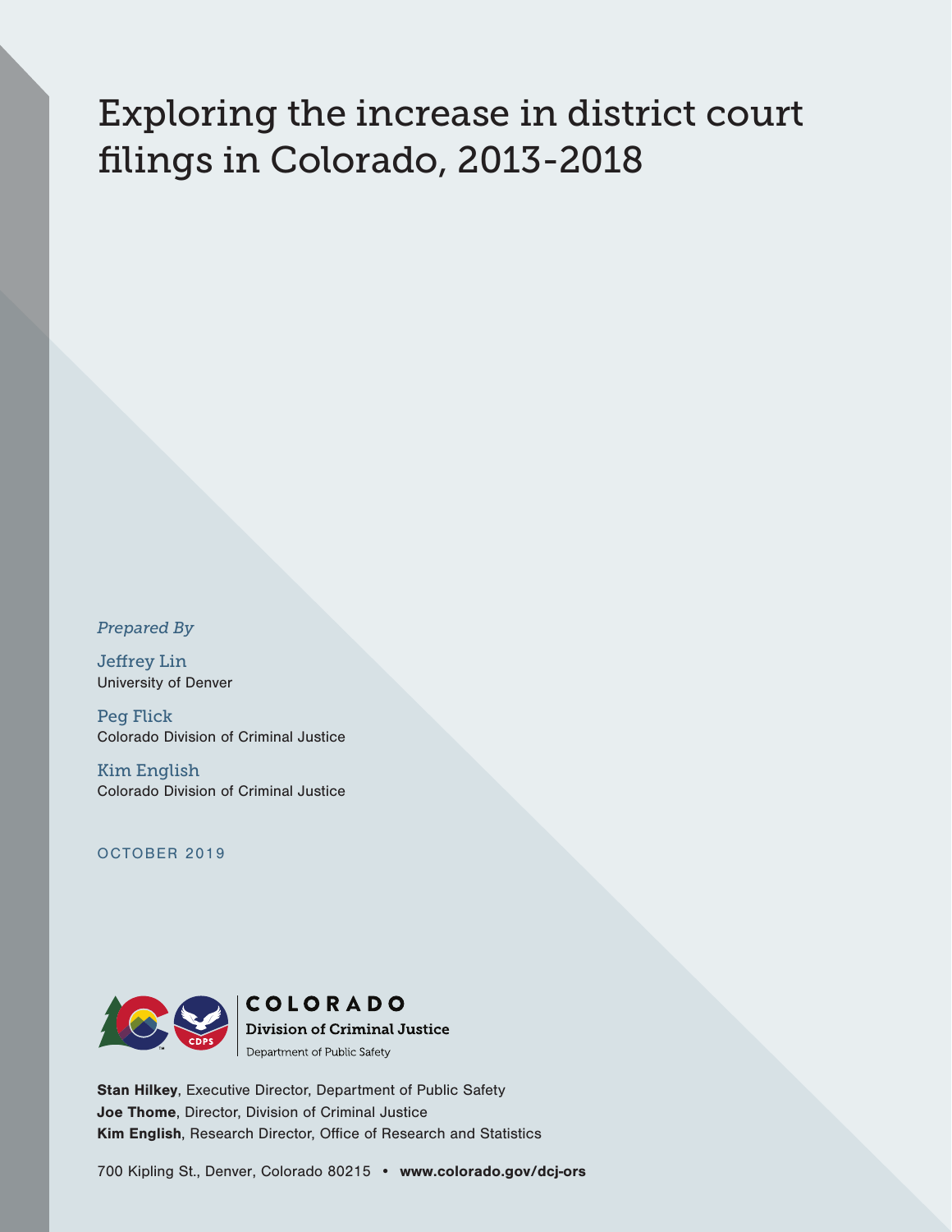# Exploring the increase in district court filings in Colorado, 2013-2018

*Prepared By*

Jeffrey Lin
University of Denver

Peg Flick
Colorado Division of Criminal Justice

Kim English
Colorado Division of Criminal Justice

OCTOBER 2019

COLORADO
Division of Criminal Justice
Department of Public Safety

**Stan Hilkey**, Executive Director, Department of Public Safety
**Joe Thome**, Director, Division of Criminal Justice
**Kim English**, Research Director, Office of Research and Statistics

700 Kipling St., Denver, Colorado 80215 • **www.colorado.gov/dcj-ors**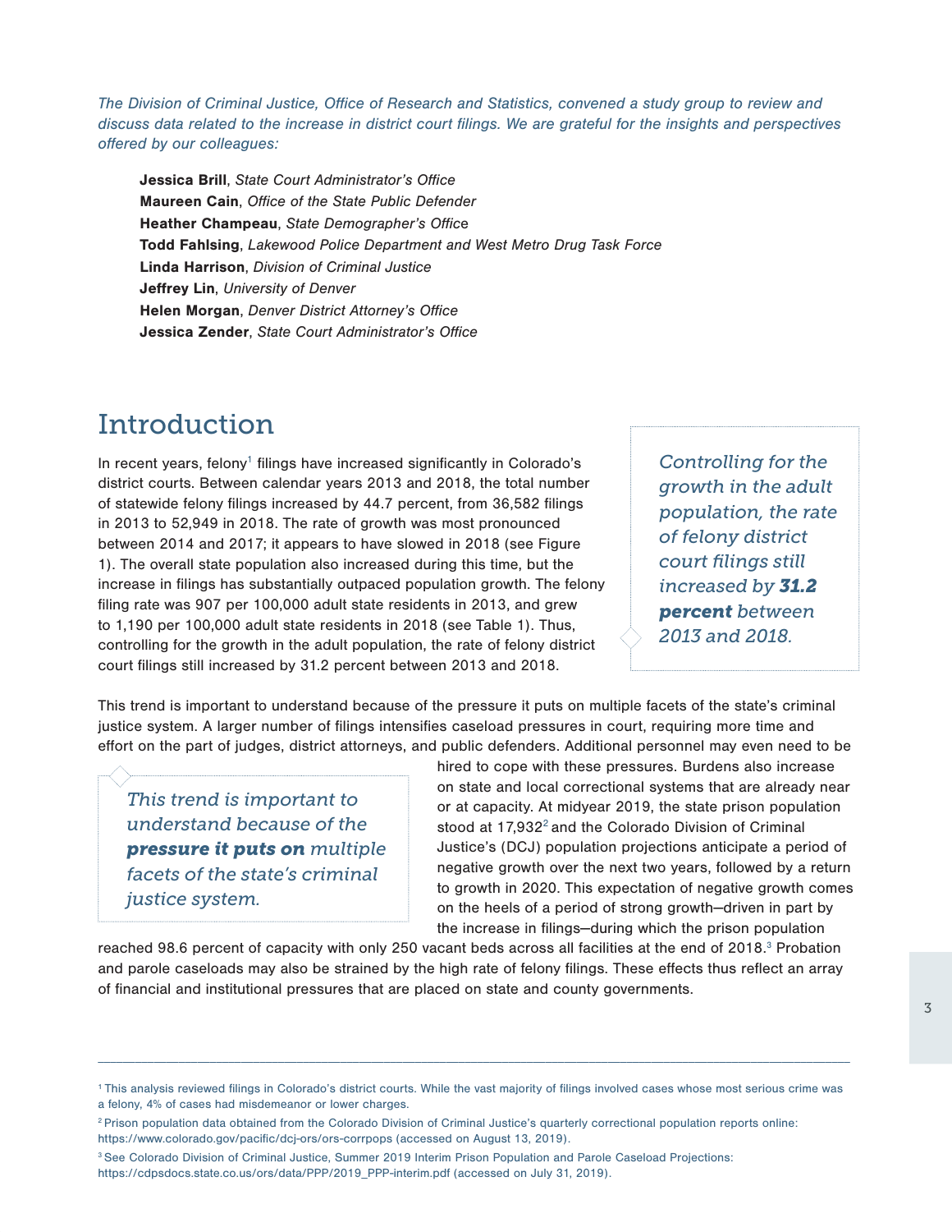*The Division of Criminal Justice, Office of Research and Statistics, convened a study group to review and discuss data related to the increase in district court filings. We are grateful for the insights and perspectives offered by our colleagues:*

**Jessica Brill**, *State Court Administrator's Office*
**Maureen Cain**, *Office of the State Public Defender*
**Heather Champeau**, *State Demographer's Office*
**Todd Fahlsing**, *Lakewood Police Department and West Metro Drug Task Force*
**Linda Harrison**, *Division of Criminal Justice*
**Jeffrey Lin**, *University of Denver*
**Helen Morgan**, *Denver District Attorney's Office*
**Jessica Zender**, *State Court Administrator's Office*

# Introduction

In recent years, felony[1] filings have increased significantly in Colorado's district courts. Between calendar years 2013 and 2018, the total number of statewide felony filings increased by 44.7 percent, from 36,582 filings in 2013 to 52,949 in 2018. The rate of growth was most pronounced between 2014 and 2017; it appears to have slowed in 2018 (see Figure 1). The overall state population also increased during this time, but the increase in filings has substantially outpaced population growth. The felony filing rate was 907 per 100,000 adult state residents in 2013, and grew to 1,190 per 100,000 adult state residents in 2018 (see Table 1). Thus, controlling for the growth in the adult population, the rate of felony district court filings still increased by 31.2 percent between 2013 and 2018.

> *Controlling for the growth in the adult population, the rate of felony district court filings still increased by **31.2 percent** between 2013 and 2018.*

This trend is important to understand because of the pressure it puts on multiple facets of the state's criminal justice system. A larger number of filings intensifies caseload pressures in court, requiring more time and effort on the part of judges, district attorneys, and public defenders. Additional personnel may even need to be hired to cope with these pressures. Burdens also increase on state and local correctional systems that are already near or at capacity. At midyear 2019, the state prison population stood at 17,932[2] and the Colorado Division of Criminal Justice's (DCJ) population projections anticipate a period of negative growth over the next two years, followed by a return to growth in 2020. This expectation of negative growth comes on the heels of a period of strong growth—driven in part by the increase in filings—during which the prison population reached 98.6 percent of capacity with only 250 vacant beds across all facilities at the end of 2018.[3] Probation and parole caseloads may also be strained by the high rate of felony filings. These effects thus reflect an array of financial and institutional pressures that are placed on state and county governments.

> *This trend is important to understand because of the **pressure it puts on** multiple facets of the state's criminal justice system.*

---

[1] This analysis reviewed filings in Colorado's district courts. While the vast majority of filings involved cases whose most serious crime was a felony, 4% of cases had misdemeanor or lower charges.

[2] Prison population data obtained from the Colorado Division of Criminal Justice's quarterly correctional population reports online: https://www.colorado.gov/pacific/dcj-ors/ors-corrpops (accessed on August 13, 2019).

[3] See Colorado Division of Criminal Justice, Summer 2019 Interim Prison Population and Parole Caseload Projections: https://cdpsdocs.state.co.us/ors/data/PPP/2019_PPP-interim.pdf (accessed on July 31, 2019).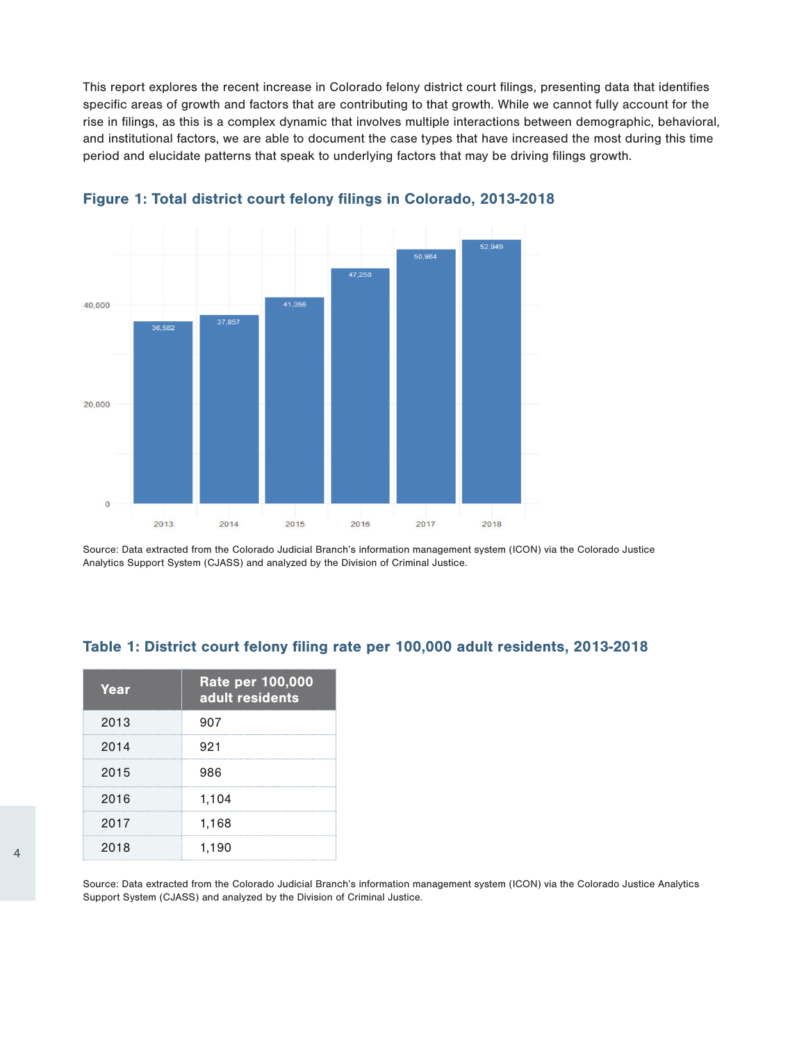This report explores the recent increase in Colorado felony district court filings, presenting data that identifies specific areas of growth and factors that are contributing to that growth. While we cannot fully account for the rise in filings, as this is a complex dynamic that involves multiple interactions between demographic, behavioral, and institutional factors, we are able to document the case types that have increased the most during this time period and elucidate patterns that speak to underlying factors that may be driving filings growth.

### Figure 1: Total district court felony filings in Colorado, 2013-2018

| Year | Filings |
|---|---|
| 2013 | 36,582 |
| 2014 | 37,857 |
| 2015 | 41,356 |
| 2016 | 47,250 |
| 2017 | 50,984 |
| 2018 | 52,949 |

Source: Data extracted from the Colorado Judicial Branch's information management system (ICON) via the Colorado Justice Analytics Support System (CJASS) and analyzed by the Division of Criminal Justice.

### Table 1: District court felony filing rate per 100,000 adult residents, 2013-2018

| Year | Rate per 100,000 adult residents |
|---|---|
| 2013 | 907 |
| 2014 | 921 |
| 2015 | 986 |
| 2016 | 1,104 |
| 2017 | 1,168 |
| 2018 | 1,190 |

Source: Data extracted from the Colorado Judicial Branch's information management system (ICON) via the Colorado Justice Analytics Support System (CJASS) and analyzed by the Division of Criminal Justice.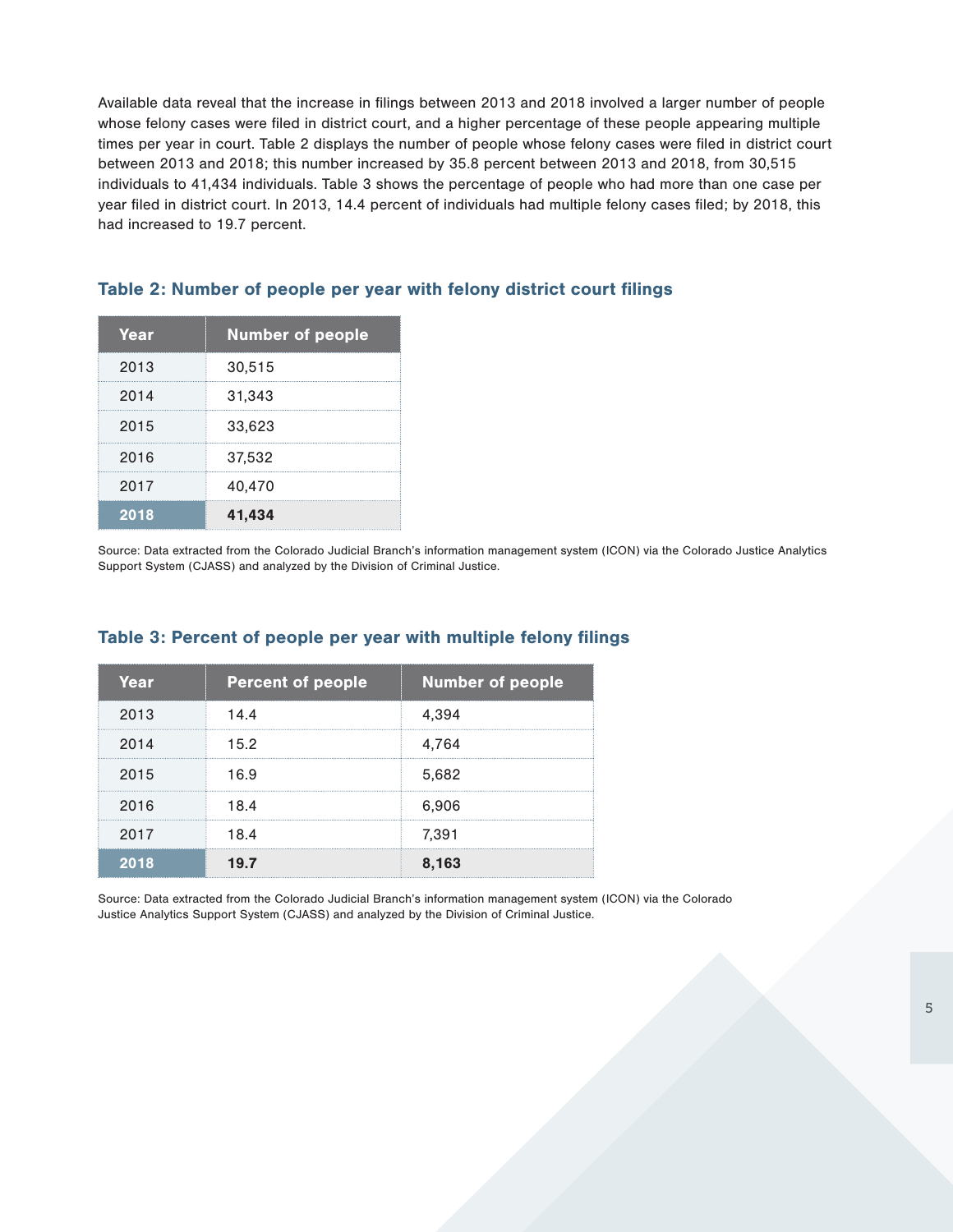Available data reveal that the increase in filings between 2013 and 2018 involved a larger number of people whose felony cases were filed in district court, and a higher percentage of these people appearing multiple times per year in court. Table 2 displays the number of people whose felony cases were filed in district court between 2013 and 2018; this number increased by 35.8 percent between 2013 and 2018, from 30,515 individuals to 41,434 individuals. Table 3 shows the percentage of people who had more than one case per year filed in district court. In 2013, 14.4 percent of individuals had multiple felony cases filed; by 2018, this had increased to 19.7 percent.

### Table 2: Number of people per year with felony district court filings

| Year | Number of people |
|---|---|
| 2013 | 30,515 |
| 2014 | 31,343 |
| 2015 | 33,623 |
| 2016 | 37,532 |
| 2017 | 40,470 |
| **2018** | **41,434** |

Source: Data extracted from the Colorado Judicial Branch's information management system (ICON) via the Colorado Justice Analytics Support System (CJASS) and analyzed by the Division of Criminal Justice.

### Table 3: Percent of people per year with multiple felony filings

| Year | Percent of people | Number of people |
|---|---|---|
| 2013 | 14.4 | 4,394 |
| 2014 | 15.2 | 4,764 |
| 2015 | 16.9 | 5,682 |
| 2016 | 18.4 | 6,906 |
| 2017 | 18.4 | 7,391 |
| **2018** | **19.7** | **8,163** |

Source: Data extracted from the Colorado Judicial Branch's information management system (ICON) via the Colorado Justice Analytics Support System (CJASS) and analyzed by the Division of Criminal Justice.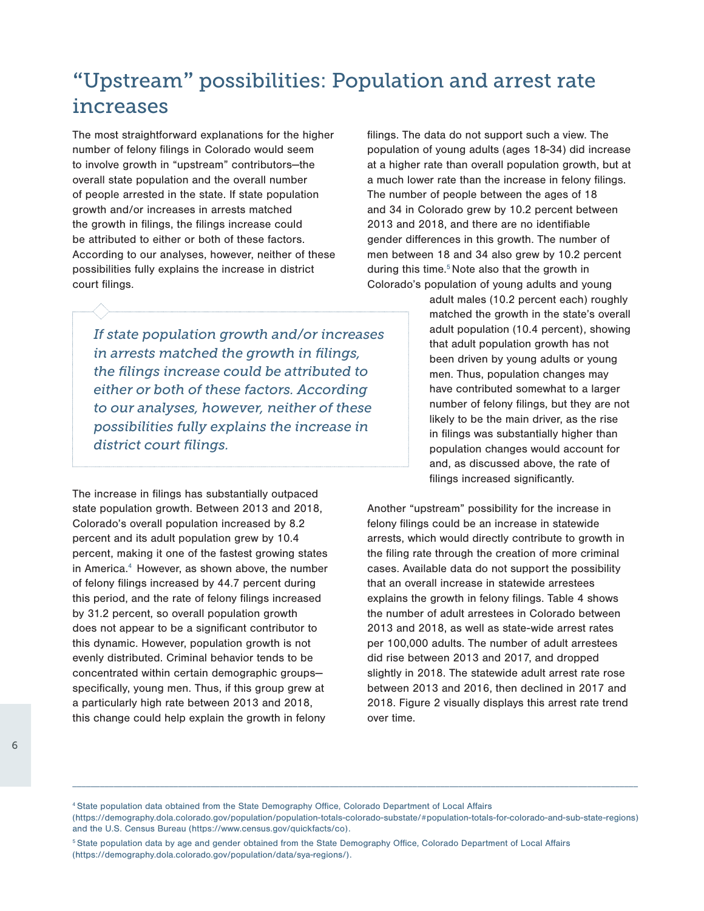## "Upstream" possibilities: Population and arrest rate increases

The most straightforward explanations for the higher number of felony filings in Colorado would seem to involve growth in "upstream" contributors—the overall state population and the overall number of people arrested in the state. If state population growth and/or increases in arrests matched the growth in filings, the filings increase could be attributed to either or both of these factors. According to our analyses, however, neither of these possibilities fully explains the increase in district court filings.

> *If state population growth and/or increases in arrests matched the growth in filings, the filings increase could be attributed to either or both of these factors. According to our analyses, however, neither of these possibilities fully explains the increase in district court filings.*

The increase in filings has substantially outpaced state population growth. Between 2013 and 2018, Colorado's overall population increased by 8.2 percent and its adult population grew by 10.4 percent, making it one of the fastest growing states in America.[4] However, as shown above, the number of felony filings increased by 44.7 percent during this period, and the rate of felony filings increased by 31.2 percent, so overall population growth does not appear to be a significant contributor to this dynamic. However, population growth is not evenly distributed. Criminal behavior tends to be concentrated within certain demographic groups—specifically, young men. Thus, if this group grew at a particularly high rate between 2013 and 2018, this change could help explain the growth in felony filings. The data do not support such a view. The population of young adults (ages 18-34) did increase at a higher rate than overall population growth, but at a much lower rate than the increase in felony filings. The number of people between the ages of 18 and 34 in Colorado grew by 10.2 percent between 2013 and 2018, and there are no identifiable gender differences in this growth. The number of men between 18 and 34 also grew by 10.2 percent during this time.[5] Note also that the growth in Colorado's population of young adults and young adult males (10.2 percent each) roughly matched the growth in the state's overall adult population (10.4 percent), showing that adult population growth has not been driven by young adults or young men. Thus, population changes may have contributed somewhat to a larger number of felony filings, but they are not likely to be the main driver, as the rise in filings was substantially higher than population changes would account for and, as discussed above, the rate of filings increased significantly.

Another "upstream" possibility for the increase in felony filings could be an increase in statewide arrests, which would directly contribute to growth in the filing rate through the creation of more criminal cases. Available data do not support the possibility that an overall increase in statewide arrestees explains the growth in felony filings. Table 4 shows the number of adult arrestees in Colorado between 2013 and 2018, as well as state-wide arrest rates per 100,000 adults. The number of adult arrestees did rise between 2013 and 2017, and dropped slightly in 2018. The statewide adult arrest rate rose between 2013 and 2016, then declined in 2017 and 2018. Figure 2 visually displays this arrest rate trend over time.

---

[4] State population data obtained from the State Demography Office, Colorado Department of Local Affairs (https://demography.dola.colorado.gov/population/population-totals-colorado-substate/#population-totals-for-colorado-and-sub-state-regions) and the U.S. Census Bureau (https://www.census.gov/quickfacts/co).

[5] State population data by age and gender obtained from the State Demography Office, Colorado Department of Local Affairs (https://demography.dola.colorado.gov/population/data/sya-regions/).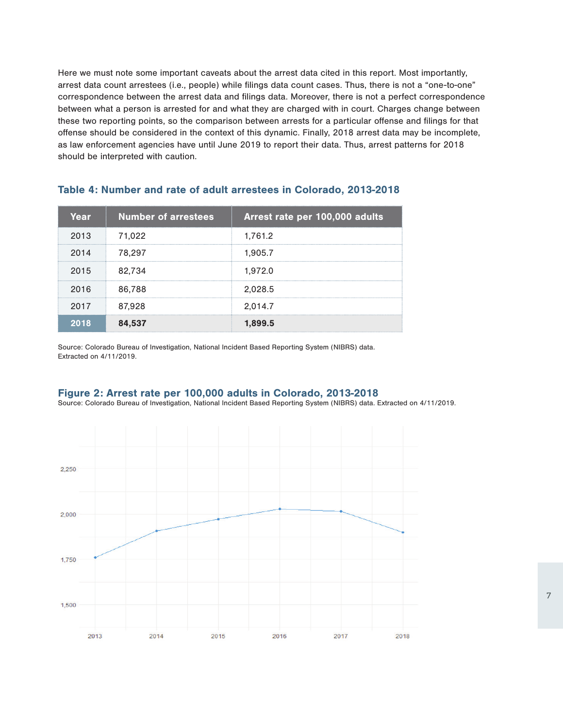Here we must note some important caveats about the arrest data cited in this report. Most importantly, arrest data count arrestees (i.e., people) while filings data count cases. Thus, there is not a "one-to-one" correspondence between the arrest data and filings data. Moreover, there is not a perfect correspondence between what a person is arrested for and what they are charged with in court. Charges change between these two reporting points, so the comparison between arrests for a particular offense and filings for that offense should be considered in the context of this dynamic. Finally, 2018 arrest data may be incomplete, as law enforcement agencies have until June 2019 to report their data. Thus, arrest patterns for 2018 should be interpreted with caution.

### Table 4: Number and rate of adult arrestees in Colorado, 2013-2018

| Year | Number of arrestees | Arrest rate per 100,000 adults |
|---|---|---|
| 2013 | 71,022 | 1,761.2 |
| 2014 | 78,297 | 1,905.7 |
| 2015 | 82,734 | 1,972.0 |
| 2016 | 86,788 | 2,028.5 |
| 2017 | 87,928 | 2,014.7 |
| **2018** | **84,537** | **1,899.5** |

Source: Colorado Bureau of Investigation, National Incident Based Reporting System (NIBRS) data. Extracted on 4/11/2019.

### Figure 2: Arrest rate per 100,000 adults in Colorado, 2013-2018

Source: Colorado Bureau of Investigation, National Incident Based Reporting System (NIBRS) data. Extracted on 4/11/2019.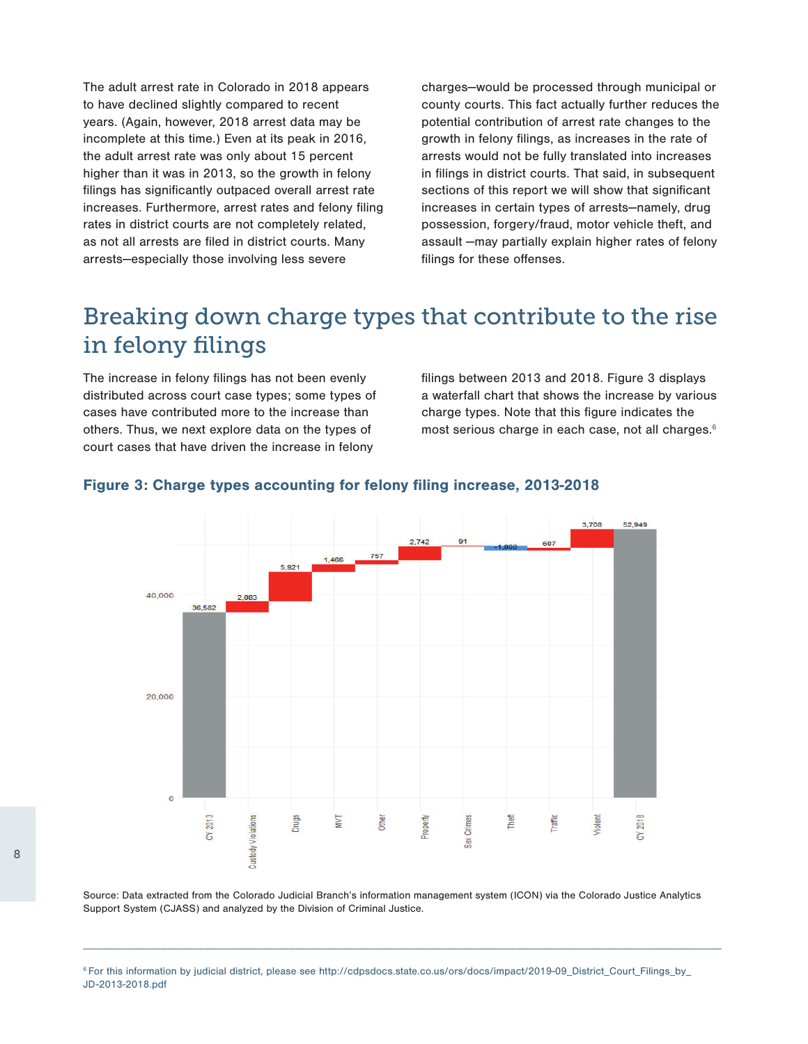The adult arrest rate in Colorado in 2018 appears to have declined slightly compared to recent years. (Again, however, 2018 arrest data may be incomplete at this time.) Even at its peak in 2016, the adult arrest rate was only about 15 percent higher than it was in 2013, so the growth in felony filings has significantly outpaced overall arrest rate increases. Furthermore, arrest rates and felony filing rates in district courts are not completely related, as not all arrests are filed in district courts. Many arrests—especially those involving less severe charges—would be processed through municipal or county courts. This fact actually further reduces the potential contribution of arrest rate changes to the growth in felony filings, as increases in the rate of arrests would not be fully translated into increases in filings in district courts. That said, in subsequent sections of this report we will show that significant increases in certain types of arrests—namely, drug possession, forgery/fraud, motor vehicle theft, and assault —may partially explain higher rates of felony filings for these offenses.

## Breaking down charge types that contribute to the rise in felony filings

The increase in felony filings has not been evenly distributed across court case types; some types of cases have contributed more to the increase than others. Thus, we next explore data on the types of court cases that have driven the increase in felony filings between 2013 and 2018. Figure 3 displays a waterfall chart that shows the increase by various charge types. Note that this figure indicates the most serious charge in each case, not all charges.[6]

**Figure 3: Charge types accounting for felony filing increase, 2013-2018**

| Category | Value |
|---|---|
| CY 2013 | 36,582 |
| Custody Violations | 2,083 |
| Drugs | 5,921 |
| MVT | 1,466 |
| Other | 757 |
| Property | 2,742 |
| Sex Crimes | 91 |
| Theft | -1,008 |
| Traffic | 607 |
| Violent | 3,708 |
| CY 2018 | 52,949 |

Source: Data extracted from the Colorado Judicial Branch's information management system (ICON) via the Colorado Justice Analytics Support System (CJASS) and analyzed by the Division of Criminal Justice.

[6] For this information by judicial district, please see http://cdpsdocs.state.co.us/ors/docs/impact/2019-09_District_Court_Filings_by_JD-2013-2018.pdf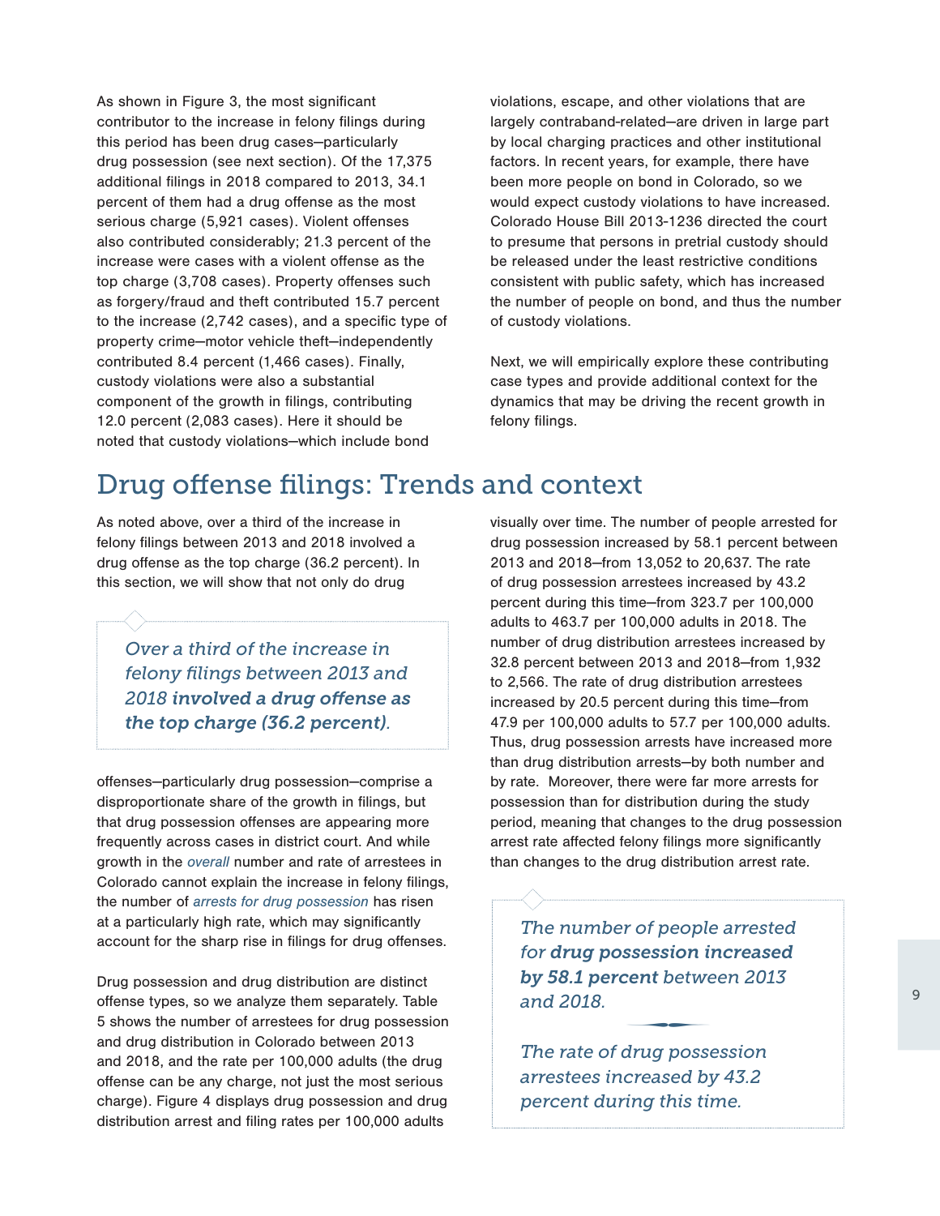As shown in Figure 3, the most significant contributor to the increase in felony filings during this period has been drug cases—particularly drug possession (see next section). Of the 17,375 additional filings in 2018 compared to 2013, 34.1 percent of them had a drug offense as the most serious charge (5,921 cases). Violent offenses also contributed considerably; 21.3 percent of the increase were cases with a violent offense as the top charge (3,708 cases). Property offenses such as forgery/fraud and theft contributed 15.7 percent to the increase (2,742 cases), and a specific type of property crime—motor vehicle theft—independently contributed 8.4 percent (1,466 cases). Finally, custody violations were also a substantial component of the growth in filings, contributing 12.0 percent (2,083 cases). Here it should be noted that custody violations—which include bond violations, escape, and other violations that are largely contraband-related—are driven in large part by local charging practices and other institutional factors. In recent years, for example, there have been more people on bond in Colorado, so we would expect custody violations to have increased. Colorado House Bill 2013-1236 directed the court to presume that persons in pretrial custody should be released under the least restrictive conditions consistent with public safety, which has increased the number of people on bond, and thus the number of custody violations.

Next, we will empirically explore these contributing case types and provide additional context for the dynamics that may be driving the recent growth in felony filings.

# Drug offense filings: Trends and context

As noted above, over a third of the increase in felony filings between 2013 and 2018 involved a drug offense as the top charge (36.2 percent). In this section, we will show that not only do drug offenses—particularly drug possession—comprise a disproportionate share of the growth in filings, but that drug possession offenses are appearing more frequently across cases in district court. And while growth in the *overall* number and rate of arrestees in Colorado cannot explain the increase in felony filings, the number of *arrests for drug possession* has risen at a particularly high rate, which may significantly account for the sharp rise in filings for drug offenses.

> *Over a third of the increase in felony filings between 2013 and 2018* ***involved a drug offense as the top charge (36.2 percent)****.*

Drug possession and drug distribution are distinct offense types, so we analyze them separately. Table 5 shows the number of arrestees for drug possession and drug distribution in Colorado between 2013 and 2018, and the rate per 100,000 adults (the drug offense can be any charge, not just the most serious charge). Figure 4 displays drug possession and drug distribution arrest and filing rates per 100,000 adults visually over time. The number of people arrested for drug possession increased by 58.1 percent between 2013 and 2018—from 13,052 to 20,637. The rate of drug possession arrestees increased by 43.2 percent during this time—from 323.7 per 100,000 adults to 463.7 per 100,000 adults in 2018. The number of drug distribution arrestees increased by 32.8 percent between 2013 and 2018—from 1,932 to 2,566. The rate of drug distribution arrestees increased by 20.5 percent during this time—from 47.9 per 100,000 adults to 57.7 per 100,000 adults. Thus, drug possession arrests have increased more than drug distribution arrests—by both number and by rate. Moreover, there were far more arrests for possession than for distribution during the study period, meaning that changes to the drug possession arrest rate affected felony filings more significantly than changes to the drug distribution arrest rate.

> *The number of people arrested for* ***drug possession increased by 58.1 percent*** *between 2013 and 2018.*
>
> *The rate of drug possession arrestees increased by 43.2 percent during this time.*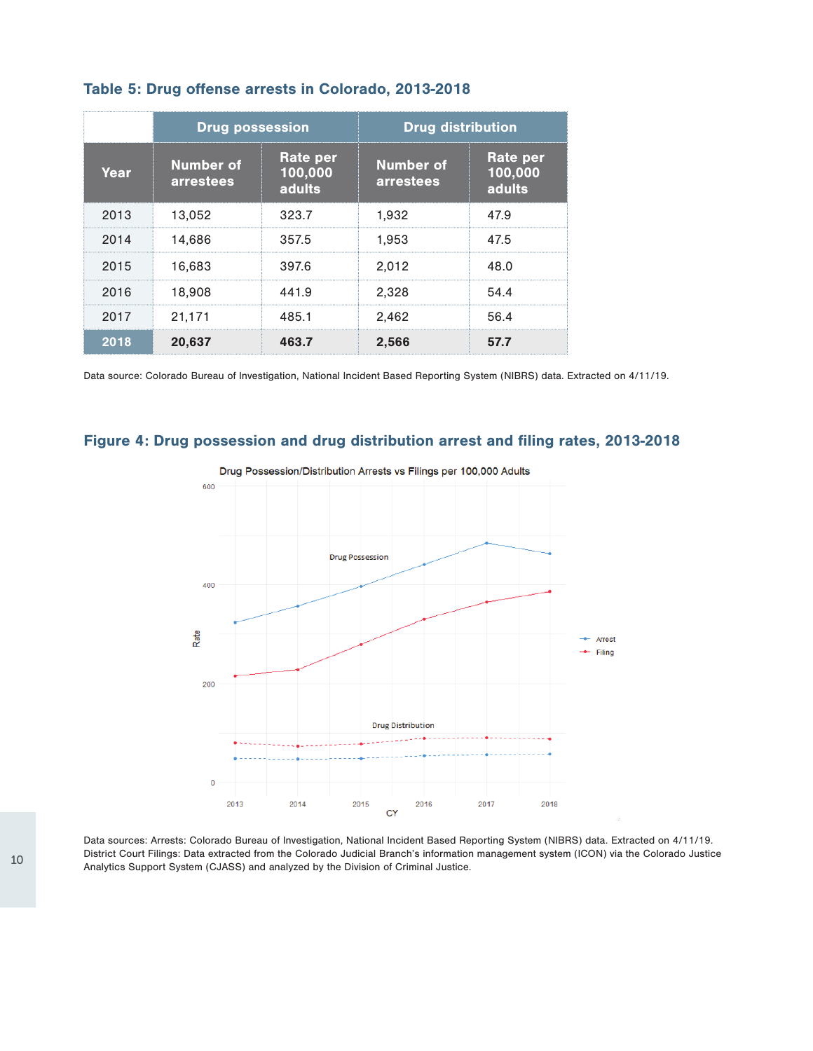### Table 5: Drug offense arrests in Colorado, 2013-2018

| | Drug possession | | Drug distribution | |
|---|---|---|---|---|
| Year | Number of arrestees | Rate per 100,000 adults | Number of arrestees | Rate per 100,000 adults |
| 2013 | 13,052 | 323.7 | 1,932 | 47.9 |
| 2014 | 14,686 | 357.5 | 1,953 | 47.5 |
| 2015 | 16,683 | 397.6 | 2,012 | 48.0 |
| 2016 | 18,908 | 441.9 | 2,328 | 54.4 |
| 2017 | 21,171 | 485.1 | 2,462 | 56.4 |
| **2018** | **20,637** | **463.7** | **2,566** | **57.7** |

Data source: Colorado Bureau of Investigation, National Incident Based Reporting System (NIBRS) data. Extracted on 4/11/19.

### Figure 4: Drug possession and drug distribution arrest and filing rates, 2013-2018

Data sources: Arrests: Colorado Bureau of Investigation, National Incident Based Reporting System (NIBRS) data. Extracted on 4/11/19. District Court Filings: Data extracted from the Colorado Judicial Branch's information management system (ICON) via the Colorado Justice Analytics Support System (CJASS) and analyzed by the Division of Criminal Justice.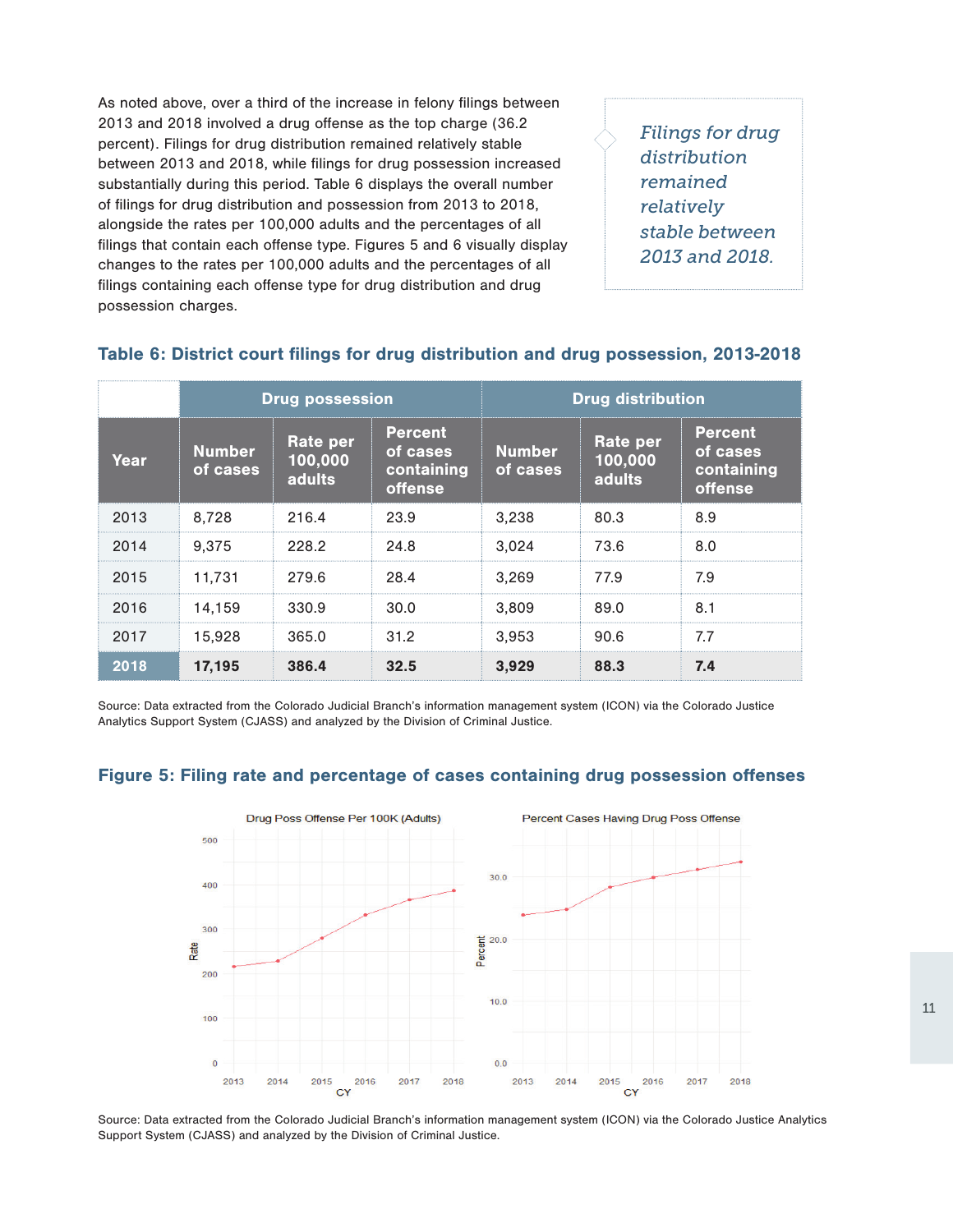As noted above, over a third of the increase in felony filings between 2013 and 2018 involved a drug offense as the top charge (36.2 percent). Filings for drug distribution remained relatively stable between 2013 and 2018, while filings for drug possession increased substantially during this period. Table 6 displays the overall number of filings for drug distribution and possession from 2013 to 2018, alongside the rates per 100,000 adults and the percentages of all filings that contain each offense type. Figures 5 and 6 visually display changes to the rates per 100,000 adults and the percentages of all filings containing each offense type for drug distribution and drug possession charges.

*Filings for drug distribution remained relatively stable between 2013 and 2018.*

### Table 6: District court filings for drug distribution and drug possession, 2013-2018

| | Drug possession | | | Drug distribution | | |
|---|---|---|---|---|---|---|
| **Year** | **Number of cases** | **Rate per 100,000 adults** | **Percent of cases containing offense** | **Number of cases** | **Rate per 100,000 adults** | **Percent of cases containing offense** |
| 2013 | 8,728 | 216.4 | 23.9 | 3,238 | 80.3 | 8.9 |
| 2014 | 9,375 | 228.2 | 24.8 | 3,024 | 73.6 | 8.0 |
| 2015 | 11,731 | 279.6 | 28.4 | 3,269 | 77.9 | 7.9 |
| 2016 | 14,159 | 330.9 | 30.0 | 3,809 | 89.0 | 8.1 |
| 2017 | 15,928 | 365.0 | 31.2 | 3,953 | 90.6 | 7.7 |
| **2018** | **17,195** | **386.4** | **32.5** | **3,929** | **88.3** | **7.4** |

Source: Data extracted from the Colorado Judicial Branch's information management system (ICON) via the Colorado Justice Analytics Support System (CJASS) and analyzed by the Division of Criminal Justice.

### Figure 5: Filing rate and percentage of cases containing drug possession offenses

Source: Data extracted from the Colorado Judicial Branch's information management system (ICON) via the Colorado Justice Analytics Support System (CJASS) and analyzed by the Division of Criminal Justice.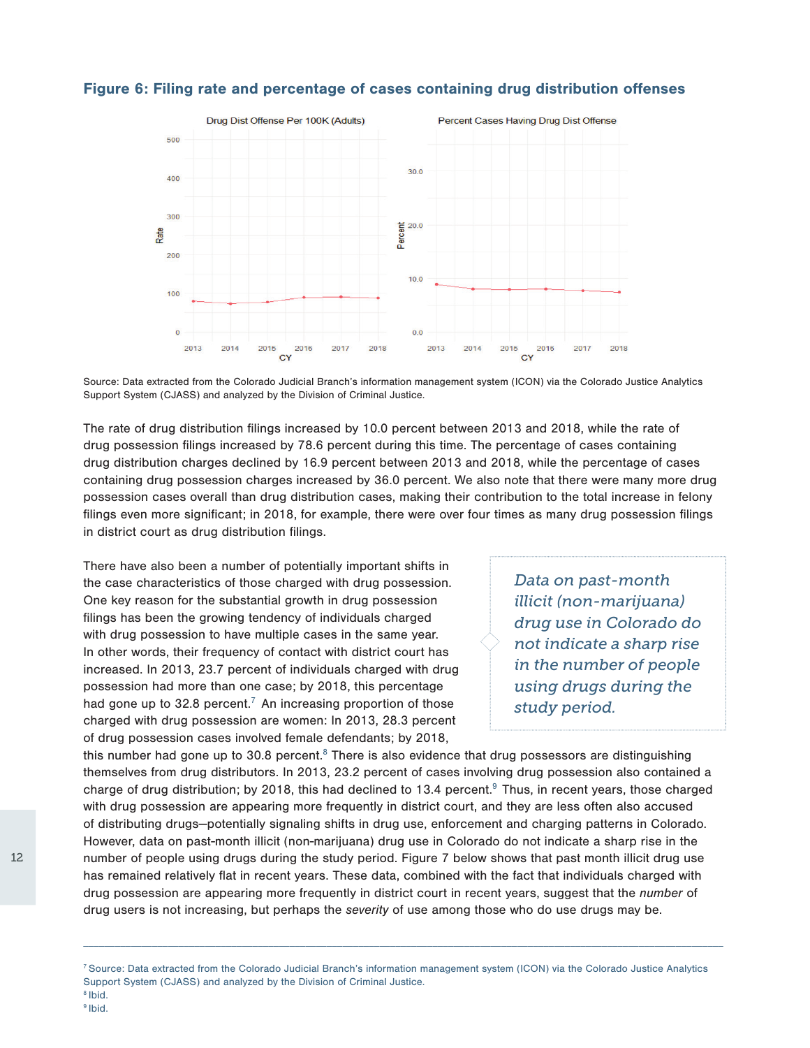### Figure 6: Filing rate and percentage of cases containing drug distribution offenses

Source: Data extracted from the Colorado Judicial Branch's information management system (ICON) via the Colorado Justice Analytics Support System (CJASS) and analyzed by the Division of Criminal Justice.

The rate of drug distribution filings increased by 10.0 percent between 2013 and 2018, while the rate of drug possession filings increased by 78.6 percent during this time. The percentage of cases containing drug distribution charges declined by 16.9 percent between 2013 and 2018, while the percentage of cases containing drug possession charges increased by 36.0 percent. We also note that there were many more drug possession cases overall than drug distribution cases, making their contribution to the total increase in felony filings even more significant; in 2018, for example, there were over four times as many drug possession filings in district court as drug distribution filings.

> *Data on past-month illicit (non-marijuana) drug use in Colorado do not indicate a sharp rise in the number of people using drugs during the study period.*

There have also been a number of potentially important shifts in the case characteristics of those charged with drug possession. One key reason for the substantial growth in drug possession filings has been the growing tendency of individuals charged with drug possession to have multiple cases in the same year. In other words, their frequency of contact with district court has increased. In 2013, 23.7 percent of individuals charged with drug possession had more than one case; by 2018, this percentage had gone up to 32.8 percent.[7] An increasing proportion of those charged with drug possession are women: In 2013, 28.3 percent of drug possession cases involved female defendants; by 2018, this number had gone up to 30.8 percent.[8] There is also evidence that drug possessors are distinguishing themselves from drug distributors. In 2013, 23.2 percent of cases involving drug possession also contained a charge of drug distribution; by 2018, this had declined to 13.4 percent.[9] Thus, in recent years, those charged with drug possession are appearing more frequently in district court, and they are less often also accused of distributing drugs—potentially signaling shifts in drug use, enforcement and charging patterns in Colorado. However, data on past-month illicit (non-marijuana) drug use in Colorado do not indicate a sharp rise in the number of people using drugs during the study period. Figure 7 below shows that past month illicit drug use has remained relatively flat in recent years. These data, combined with the fact that individuals charged with drug possession are appearing more frequently in district court in recent years, suggest that the *number* of drug users is not increasing, but perhaps the *severity* of use among those who do use drugs may be.

---

[7] Source: Data extracted from the Colorado Judicial Branch's information management system (ICON) via the Colorado Justice Analytics Support System (CJASS) and analyzed by the Division of Criminal Justice.

[8] Ibid.

[9] Ibid.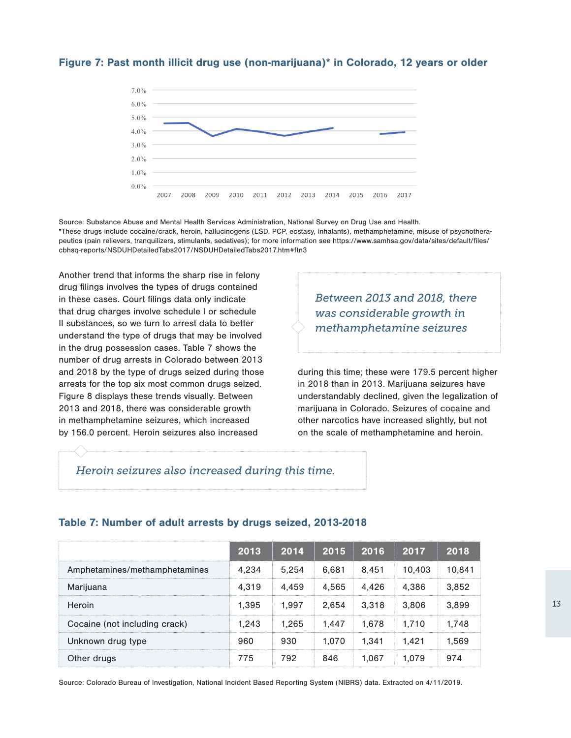### Figure 7: Past month illicit drug use (non-marijuana)* in Colorado, 12 years or older

Source: Substance Abuse and Mental Health Services Administration, National Survey on Drug Use and Health.
*These drugs include cocaine/crack, heroin, hallucinogens (LSD, PCP, ecstasy, inhalants), methamphetamine, misuse of psychotherapeutics (pain relievers, tranquilizers, stimulants, sedatives); for more information see https://www.samhsa.gov/data/sites/default/files/cbhsq-reports/NSDUHDetailedTabs2017/NSDUHDetailedTabs2017.htm#ftn3

Another trend that informs the sharp rise in felony drug filings involves the types of drugs contained in these cases. Court filings data only indicate that drug charges involve schedule I or schedule II substances, so we turn to arrest data to better understand the type of drugs that may be involved in the drug possession cases. Table 7 shows the number of drug arrests in Colorado between 2013 and 2018 by the type of drugs seized during those arrests for the top six most common drugs seized. Figure 8 displays these trends visually. Between 2013 and 2018, there was considerable growth in methamphetamine seizures, which increased by 156.0 percent. Heroin seizures also increased during this time; these were 179.5 percent higher in 2018 than in 2013. Marijuana seizures have understandably declined, given the legalization of marijuana in Colorado. Seizures of cocaine and other narcotics have increased slightly, but not on the scale of methamphetamine and heroin.

*Between 2013 and 2018, there was considerable growth in methamphetamine seizures*

*Heroin seizures also increased during this time.*

### Table 7: Number of adult arrests by drugs seized, 2013-2018

| | 2013 | 2014 | 2015 | 2016 | 2017 | 2018 |
|---|---|---|---|---|---|---|
| Amphetamines/methamphetamines | 4,234 | 5,254 | 6,681 | 8,451 | 10,403 | 10,841 |
| Marijuana | 4,319 | 4,459 | 4,565 | 4,426 | 4,386 | 3,852 |
| Heroin | 1,395 | 1,997 | 2,654 | 3,318 | 3,806 | 3,899 |
| Cocaine (not including crack) | 1,243 | 1,265 | 1,447 | 1,678 | 1,710 | 1,748 |
| Unknown drug type | 960 | 930 | 1,070 | 1,341 | 1,421 | 1,569 |
| Other drugs | 775 | 792 | 846 | 1,067 | 1,079 | 974 |

Source: Colorado Bureau of Investigation, National Incident Based Reporting System (NIBRS) data. Extracted on 4/11/2019.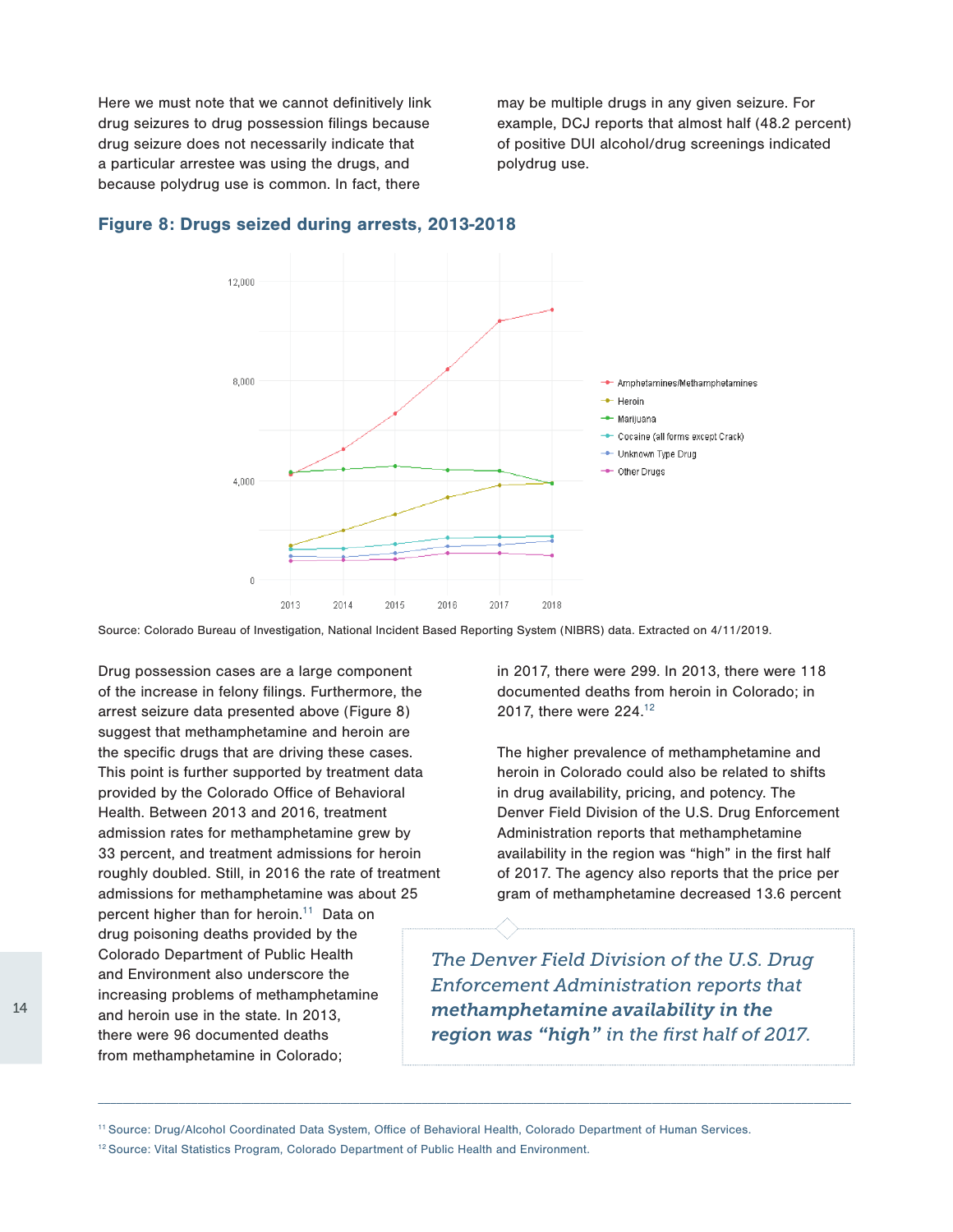Here we must note that we cannot definitively link drug seizures to drug possession filings because drug seizure does not necessarily indicate that a particular arrestee was using the drugs, and because polydrug use is common. In fact, there may be multiple drugs in any given seizure. For example, DCJ reports that almost half (48.2 percent) of positive DUI alcohol/drug screenings indicated polydrug use.

### Figure 8: Drugs seized during arrests, 2013-2018

Source: Colorado Bureau of Investigation, National Incident Based Reporting System (NIBRS) data. Extracted on 4/11/2019.

Drug possession cases are a large component of the increase in felony filings. Furthermore, the arrest seizure data presented above (Figure 8) suggest that methamphetamine and heroin are the specific drugs that are driving these cases. This point is further supported by treatment data provided by the Colorado Office of Behavioral Health. Between 2013 and 2016, treatment admission rates for methamphetamine grew by 33 percent, and treatment admissions for heroin roughly doubled. Still, in 2016 the rate of treatment admissions for methamphetamine was about 25 percent higher than for heroin.[11] Data on drug poisoning deaths provided by the Colorado Department of Public Health and Environment also underscore the increasing problems of methamphetamine and heroin use in the state. In 2013, there were 96 documented deaths from methamphetamine in Colorado; in 2017, there were 299. In 2013, there were 118 documented deaths from heroin in Colorado; in 2017, there were 224.[12]

The higher prevalence of methamphetamine and heroin in Colorado could also be related to shifts in drug availability, pricing, and potency. The Denver Field Division of the U.S. Drug Enforcement Administration reports that methamphetamine availability in the region was "high" in the first half of 2017. The agency also reports that the price per gram of methamphetamine decreased 13.6 percent

> *The Denver Field Division of the U.S. Drug Enforcement Administration reports that* ***methamphetamine availability in the region was "high"*** *in the first half of 2017.*

---

[11] Source: Drug/Alcohol Coordinated Data System, Office of Behavioral Health, Colorado Department of Human Services.

[12] Source: Vital Statistics Program, Colorado Department of Public Health and Environment.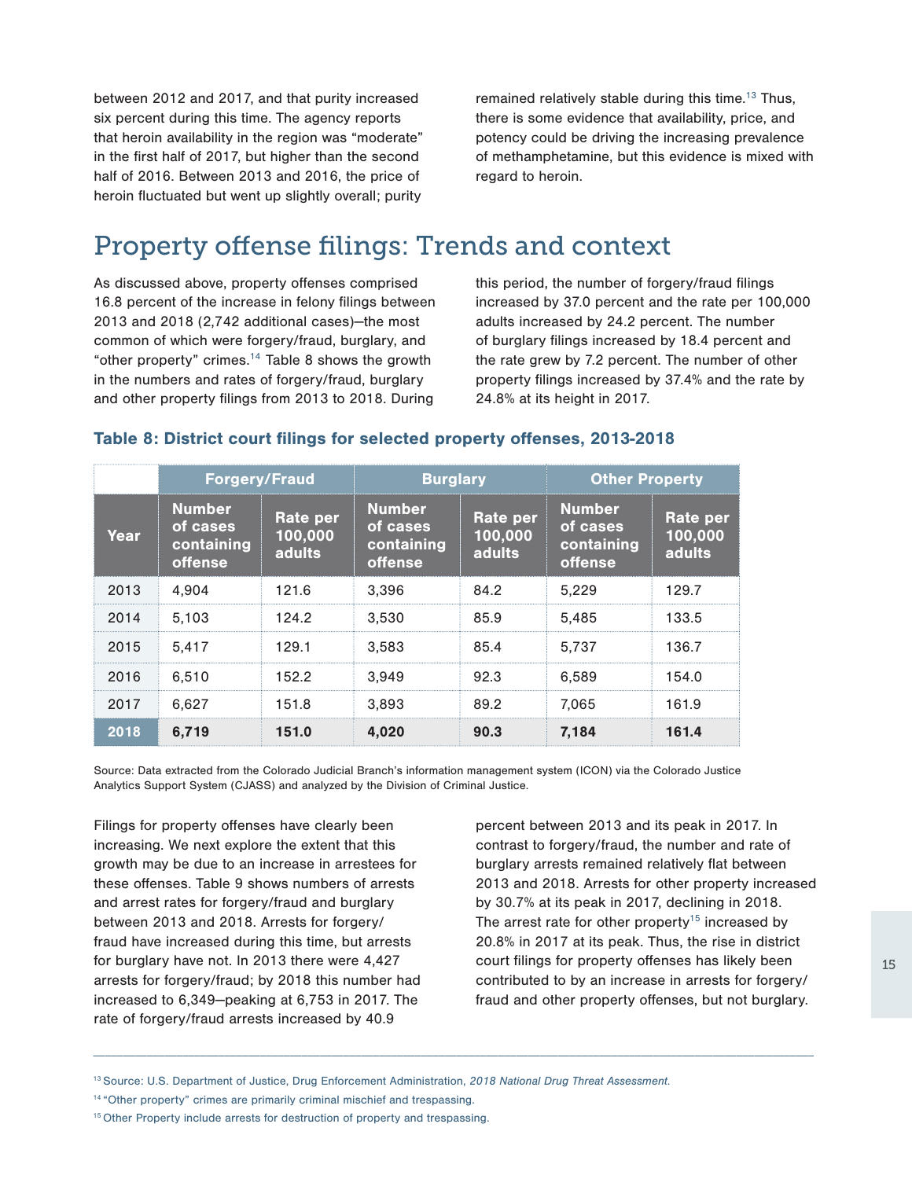between 2012 and 2017, and that purity increased six percent during this time. The agency reports that heroin availability in the region was "moderate" in the first half of 2017, but higher than the second half of 2016. Between 2013 and 2016, the price of heroin fluctuated but went up slightly overall; purity remained relatively stable during this time.[13] Thus, there is some evidence that availability, price, and potency could be driving the increasing prevalence of methamphetamine, but this evidence is mixed with regard to heroin.

## Property offense filings: Trends and context

As discussed above, property offenses comprised 16.8 percent of the increase in felony filings between 2013 and 2018 (2,742 additional cases)—the most common of which were forgery/fraud, burglary, and "other property" crimes.[14] Table 8 shows the growth in the numbers and rates of forgery/fraud, burglary and other property filings from 2013 to 2018. During this period, the number of forgery/fraud filings increased by 37.0 percent and the rate per 100,000 adults increased by 24.2 percent. The number of burglary filings increased by 18.4 percent and the rate grew by 7.2 percent. The number of other property filings increased by 37.4% and the rate by 24.8% at its height in 2017.

### Table 8: District court filings for selected property offenses, 2013-2018

| | Forgery/Fraud | | Burglary | | Other Property | |
|---|---|---|---|---|---|---|
| **Year** | **Number of cases containing offense** | **Rate per 100,000 adults** | **Number of cases containing offense** | **Rate per 100,000 adults** | **Number of cases containing offense** | **Rate per 100,000 adults** |
| 2013 | 4,904 | 121.6 | 3,396 | 84.2 | 5,229 | 129.7 |
| 2014 | 5,103 | 124.2 | 3,530 | 85.9 | 5,485 | 133.5 |
| 2015 | 5,417 | 129.1 | 3,583 | 85.4 | 5,737 | 136.7 |
| 2016 | 6,510 | 152.2 | 3,949 | 92.3 | 6,589 | 154.0 |
| 2017 | 6,627 | 151.8 | 3,893 | 89.2 | 7,065 | 161.9 |
| **2018** | **6,719** | **151.0** | **4,020** | **90.3** | **7,184** | **161.4** |

Source: Data extracted from the Colorado Judicial Branch's information management system (ICON) via the Colorado Justice Analytics Support System (CJASS) and analyzed by the Division of Criminal Justice.

Filings for property offenses have clearly been increasing. We next explore the extent that this growth may be due to an increase in arrestees for these offenses. Table 9 shows numbers of arrests and arrest rates for forgery/fraud and burglary between 2013 and 2018. Arrests for forgery/fraud have increased during this time, but arrests for burglary have not. In 2013 there were 4,427 arrests for forgery/fraud; by 2018 this number had increased to 6,349—peaking at 6,753 in 2017. The rate of forgery/fraud arrests increased by 40.9 percent between 2013 and its peak in 2017. In contrast to forgery/fraud, the number and rate of burglary arrests remained relatively flat between 2013 and 2018. Arrests for other property increased by 30.7% at its peak in 2017, declining in 2018. The arrest rate for other property[15] increased by 20.8% in 2017 at its peak. Thus, the rise in district court filings for property offenses has likely been contributed to by an increase in arrests for forgery/fraud and other property offenses, but not burglary.

---

[13] Source: U.S. Department of Justice, Drug Enforcement Administration, *2018 National Drug Threat Assessment*.

[14] "Other property" crimes are primarily criminal mischief and trespassing.

[15] Other Property include arrests for destruction of property and trespassing.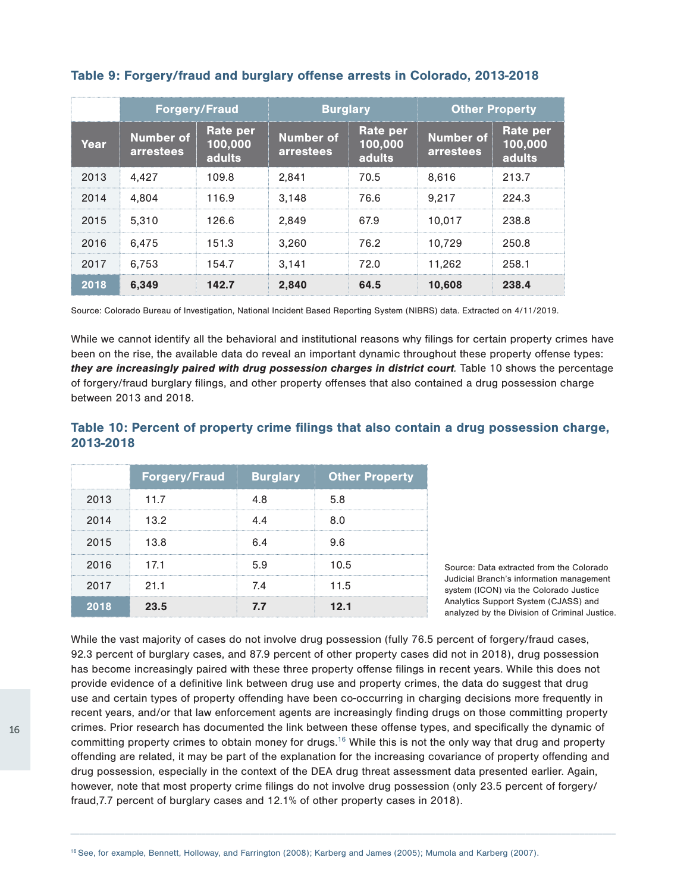### Table 9: Forgery/fraud and burglary offense arrests in Colorado, 2013-2018

| | Forgery/Fraud | | Burglary | | Other Property | |
|---|---|---|---|---|---|---|
| Year | Number of arrestees | Rate per 100,000 adults | Number of arrestees | Rate per 100,000 adults | Number of arrestees | Rate per 100,000 adults |
| 2013 | 4,427 | 109.8 | 2,841 | 70.5 | 8,616 | 213.7 |
| 2014 | 4,804 | 116.9 | 3,148 | 76.6 | 9,217 | 224.3 |
| 2015 | 5,310 | 126.6 | 2,849 | 67.9 | 10,017 | 238.8 |
| 2016 | 6,475 | 151.3 | 3,260 | 76.2 | 10,729 | 250.8 |
| 2017 | 6,753 | 154.7 | 3,141 | 72.0 | 11,262 | 258.1 |
| **2018** | **6,349** | **142.7** | **2,840** | **64.5** | **10,608** | **238.4** |

Source: Colorado Bureau of Investigation, National Incident Based Reporting System (NIBRS) data. Extracted on 4/11/2019.

While we cannot identify all the behavioral and institutional reasons why filings for certain property crimes have been on the rise, the available data do reveal an important dynamic throughout these property offense types: ***they are increasingly paired with drug possession charges in district court***. Table 10 shows the percentage of forgery/fraud burglary filings, and other property offenses that also contained a drug possession charge between 2013 and 2018.

### Table 10: Percent of property crime filings that also contain a drug possession charge, 2013-2018

| | Forgery/Fraud | Burglary | Other Property |
|---|---|---|---|
| 2013 | 11.7 | 4.8 | 5.8 |
| 2014 | 13.2 | 4.4 | 8.0 |
| 2015 | 13.8 | 6.4 | 9.6 |
| 2016 | 17.1 | 5.9 | 10.5 |
| 2017 | 21.1 | 7.4 | 11.5 |
| **2018** | **23.5** | **7.7** | **12.1** |

Source: Data extracted from the Colorado Judicial Branch's information management system (ICON) via the Colorado Justice Analytics Support System (CJASS) and analyzed by the Division of Criminal Justice.

While the vast majority of cases do not involve drug possession (fully 76.5 percent of forgery/fraud cases, 92.3 percent of burglary cases, and 87.9 percent of other property cases did not in 2018), drug possession has become increasingly paired with these three property offense filings in recent years. While this does not provide evidence of a definitive link between drug use and property crimes, the data do suggest that drug use and certain types of property offending have been co-occurring in charging decisions more frequently in recent years, and/or that law enforcement agents are increasingly finding drugs on those committing property crimes. Prior research has documented the link between these offense types, and specifically the dynamic of committing property crimes to obtain money for drugs.[16] While this is not the only way that drug and property offending are related, it may be part of the explanation for the increasing covariance of property offending and drug possession, especially in the context of the DEA drug threat assessment data presented earlier. Again, however, note that most property crime filings do not involve drug possession (only 23.5 percent of forgery/fraud,7.7 percent of burglary cases and 12.1% of other property cases in 2018).

[16] See, for example, Bennett, Holloway, and Farrington (2008); Karberg and James (2005); Mumola and Karberg (2007).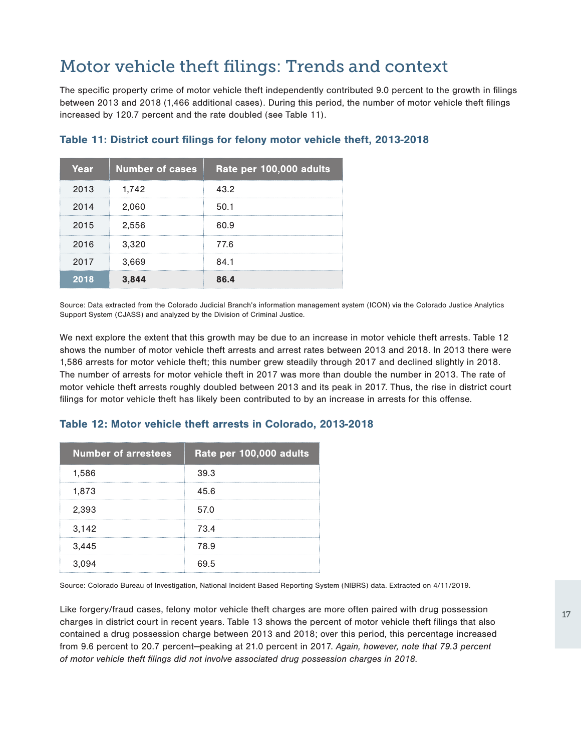# Motor vehicle theft filings: Trends and context

The specific property crime of motor vehicle theft independently contributed 9.0 percent to the growth in filings between 2013 and 2018 (1,466 additional cases). During this period, the number of motor vehicle theft filings increased by 120.7 percent and the rate doubled (see Table 11).

### Table 11: District court filings for felony motor vehicle theft, 2013-2018

| Year | Number of cases | Rate per 100,000 adults |
|---|---|---|
| 2013 | 1,742 | 43.2 |
| 2014 | 2,060 | 50.1 |
| 2015 | 2,556 | 60.9 |
| 2016 | 3,320 | 77.6 |
| 2017 | 3,669 | 84.1 |
| **2018** | **3,844** | **86.4** |

Source: Data extracted from the Colorado Judicial Branch's information management system (ICON) via the Colorado Justice Analytics Support System (CJASS) and analyzed by the Division of Criminal Justice.

We next explore the extent that this growth may be due to an increase in motor vehicle theft arrests. Table 12 shows the number of motor vehicle theft arrests and arrest rates between 2013 and 2018. In 2013 there were 1,586 arrests for motor vehicle theft; this number grew steadily through 2017 and declined slightly in 2018. The number of arrests for motor vehicle theft in 2017 was more than double the number in 2013. The rate of motor vehicle theft arrests roughly doubled between 2013 and its peak in 2017. Thus, the rise in district court filings for motor vehicle theft has likely been contributed to by an increase in arrests for this offense.

### Table 12: Motor vehicle theft arrests in Colorado, 2013-2018

| Number of arrestees | Rate per 100,000 adults |
|---|---|
| 1,586 | 39.3 |
| 1,873 | 45.6 |
| 2,393 | 57.0 |
| 3,142 | 73.4 |
| 3,445 | 78.9 |
| 3,094 | 69.5 |

Source: Colorado Bureau of Investigation, National Incident Based Reporting System (NIBRS) data. Extracted on 4/11/2019.

Like forgery/fraud cases, felony motor vehicle theft charges are more often paired with drug possession charges in district court in recent years. Table 13 shows the percent of motor vehicle theft filings that also contained a drug possession charge between 2013 and 2018; over this period, this percentage increased from 9.6 percent to 20.7 percent—peaking at 21.0 percent in 2017. *Again, however, note that 79.3 percent of motor vehicle theft filings did not involve associated drug possession charges in 2018.*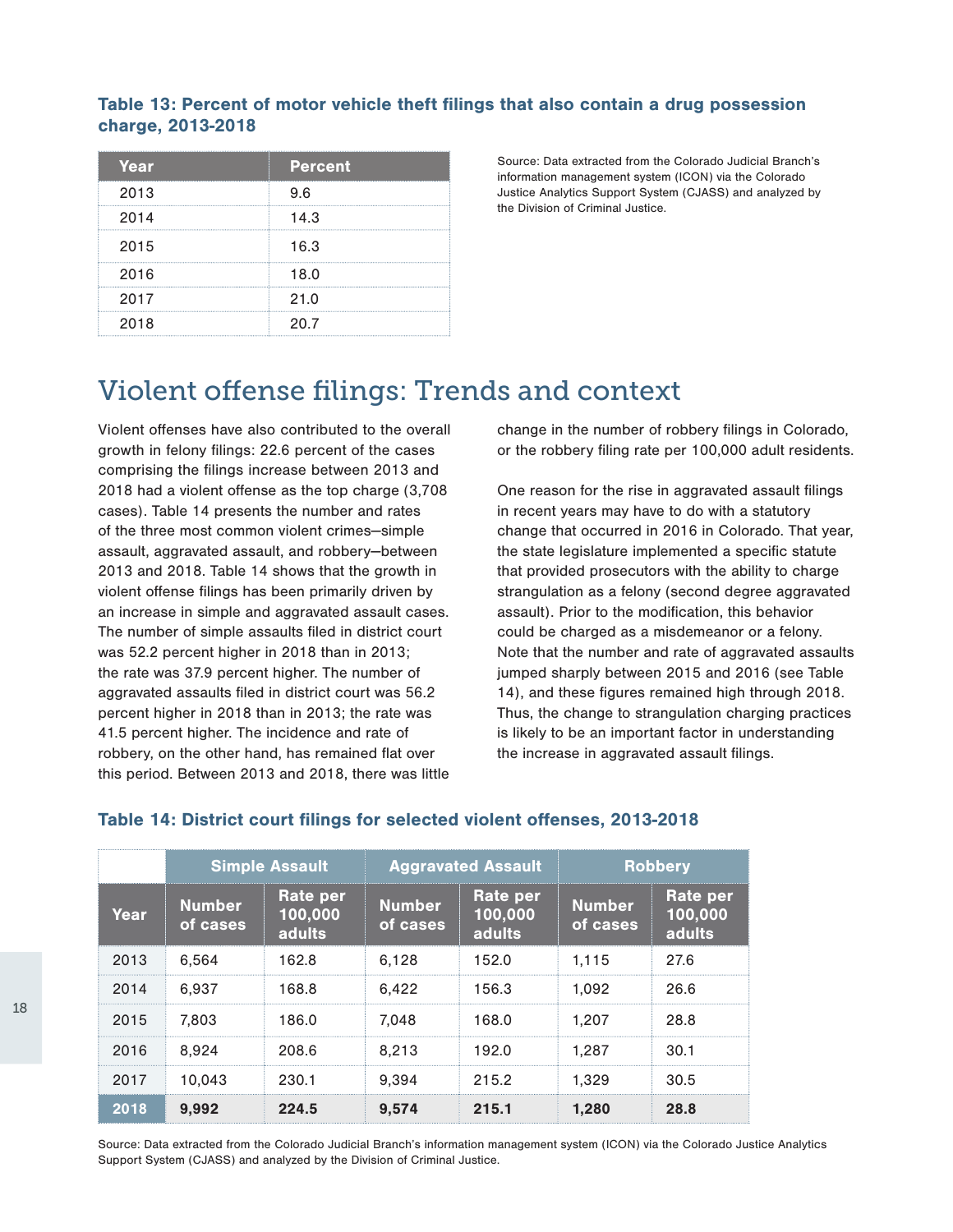**Table 13: Percent of motor vehicle theft filings that also contain a drug possession charge, 2013-2018**

| Year | Percent |
|---|---|
| 2013 | 9.6 |
| 2014 | 14.3 |
| 2015 | 16.3 |
| 2016 | 18.0 |
| 2017 | 21.0 |
| 2018 | 20.7 |

Source: Data extracted from the Colorado Judicial Branch's information management system (ICON) via the Colorado Justice Analytics Support System (CJASS) and analyzed by the Division of Criminal Justice.

# Violent offense filings: Trends and context

Violent offenses have also contributed to the overall growth in felony filings: 22.6 percent of the cases comprising the filings increase between 2013 and 2018 had a violent offense as the top charge (3,708 cases). Table 14 presents the number and rates of the three most common violent crimes—simple assault, aggravated assault, and robbery—between 2013 and 2018. Table 14 shows that the growth in violent offense filings has been primarily driven by an increase in simple and aggravated assault cases. The number of simple assaults filed in district court was 52.2 percent higher in 2018 than in 2013; the rate was 37.9 percent higher. The number of aggravated assaults filed in district court was 56.2 percent higher in 2018 than in 2013; the rate was 41.5 percent higher. The incidence and rate of robbery, on the other hand, has remained flat over this period. Between 2013 and 2018, there was little change in the number of robbery filings in Colorado, or the robbery filing rate per 100,000 adult residents.

One reason for the rise in aggravated assault filings in recent years may have to do with a statutory change that occurred in 2016 in Colorado. That year, the state legislature implemented a specific statute that provided prosecutors with the ability to charge strangulation as a felony (second degree aggravated assault). Prior to the modification, this behavior could be charged as a misdemeanor or a felony. Note that the number and rate of aggravated assaults jumped sharply between 2015 and 2016 (see Table 14), and these figures remained high through 2018. Thus, the change to strangulation charging practices is likely to be an important factor in understanding the increase in aggravated assault filings.

**Table 14: District court filings for selected violent offenses, 2013-2018**

| | Simple Assault | | Aggravated Assault | | Robbery | |
|---|---|---|---|---|---|---|
| Year | Number of cases | Rate per 100,000 adults | Number of cases | Rate per 100,000 adults | Number of cases | Rate per 100,000 adults |
| 2013 | 6,564 | 162.8 | 6,128 | 152.0 | 1,115 | 27.6 |
| 2014 | 6,937 | 168.8 | 6,422 | 156.3 | 1,092 | 26.6 |
| 2015 | 7,803 | 186.0 | 7,048 | 168.0 | 1,207 | 28.8 |
| 2016 | 8,924 | 208.6 | 8,213 | 192.0 | 1,287 | 30.1 |
| 2017 | 10,043 | 230.1 | 9,394 | 215.2 | 1,329 | 30.5 |
| **2018** | **9,992** | **224.5** | **9,574** | **215.1** | **1,280** | **28.8** |

Source: Data extracted from the Colorado Judicial Branch's information management system (ICON) via the Colorado Justice Analytics Support System (CJASS) and analyzed by the Division of Criminal Justice.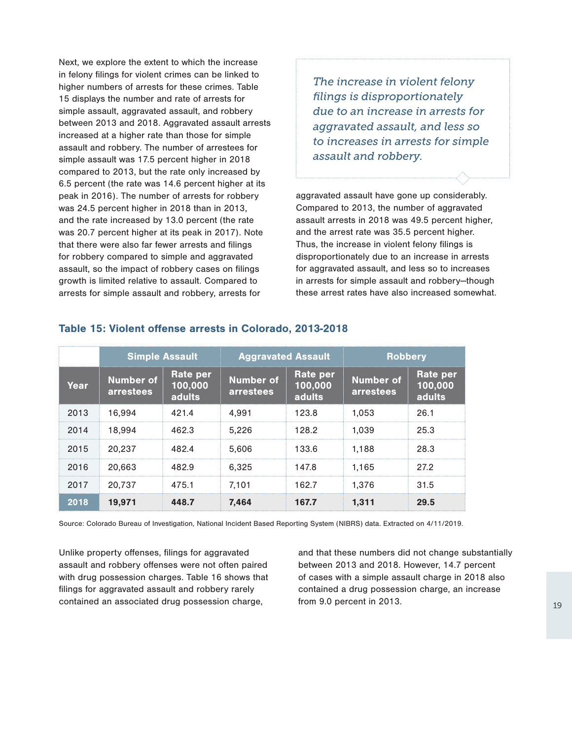Next, we explore the extent to which the increase in felony filings for violent crimes can be linked to higher numbers of arrests for these crimes. Table 15 displays the number and rate of arrests for simple assault, aggravated assault, and robbery between 2013 and 2018. Aggravated assault arrests increased at a higher rate than those for simple assault and robbery. The number of arrestees for simple assault was 17.5 percent higher in 2018 compared to 2013, but the rate only increased by 6.5 percent (the rate was 14.6 percent higher at its peak in 2016). The number of arrests for robbery was 24.5 percent higher in 2018 than in 2013, and the rate increased by 13.0 percent (the rate was 20.7 percent higher at its peak in 2017). Note that there were also far fewer arrests and filings for robbery compared to simple and aggravated assault, so the impact of robbery cases on filings growth is limited relative to assault. Compared to arrests for simple assault and robbery, arrests for aggravated assault have gone up considerably. Compared to 2013, the number of aggravated assault arrests in 2018 was 49.5 percent higher, and the arrest rate was 35.5 percent higher. Thus, the increase in violent felony filings is disproportionately due to an increase in arrests for aggravated assault, and less so to increases in arrests for simple assault and robbery—though these arrest rates have also increased somewhat.

> *The increase in violent felony filings is disproportionately due to an increase in arrests for aggravated assault, and less so to increases in arrests for simple assault and robbery.*

### Table 15: Violent offense arrests in Colorado, 2013-2018

| | Simple Assault | | Aggravated Assault | | Robbery | |
|---|---|---|---|---|---|---|
| **Year** | **Number of arrestees** | **Rate per 100,000 adults** | **Number of arrestees** | **Rate per 100,000 adults** | **Number of arrestees** | **Rate per 100,000 adults** |
| 2013 | 16,994 | 421.4 | 4,991 | 123.8 | 1,053 | 26.1 |
| 2014 | 18,994 | 462.3 | 5,226 | 128.2 | 1,039 | 25.3 |
| 2015 | 20,237 | 482.4 | 5,606 | 133.6 | 1,188 | 28.3 |
| 2016 | 20,663 | 482.9 | 6,325 | 147.8 | 1,165 | 27.2 |
| 2017 | 20,737 | 475.1 | 7,101 | 162.7 | 1,376 | 31.5 |
| **2018** | **19,971** | **448.7** | **7,464** | **167.7** | **1,311** | **29.5** |

Source: Colorado Bureau of Investigation, National Incident Based Reporting System (NIBRS) data. Extracted on 4/11/2019.

Unlike property offenses, filings for aggravated assault and robbery offenses were not often paired with drug possession charges. Table 16 shows that filings for aggravated assault and robbery rarely contained an associated drug possession charge, and that these numbers did not change substantially between 2013 and 2018. However, 14.7 percent of cases with a simple assault charge in 2018 also contained a drug possession charge, an increase from 9.0 percent in 2013.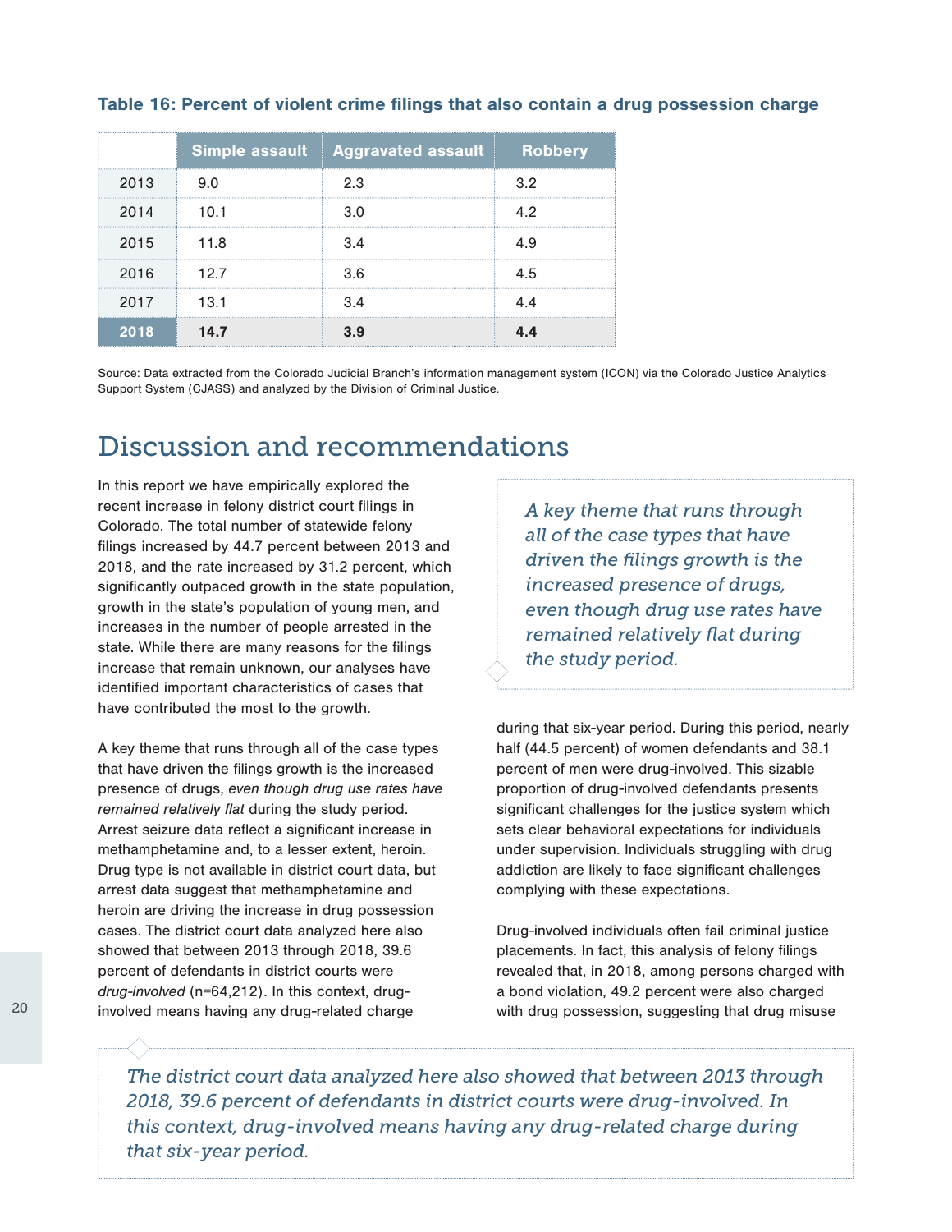**Table 16: Percent of violent crime filings that also contain a drug possession charge**

| | Simple assault | Aggravated assault | Robbery |
|---|---|---|---|
| 2013 | 9.0 | 2.3 | 3.2 |
| 2014 | 10.1 | 3.0 | 4.2 |
| 2015 | 11.8 | 3.4 | 4.9 |
| 2016 | 12.7 | 3.6 | 4.5 |
| 2017 | 13.1 | 3.4 | 4.4 |
| **2018** | **14.7** | **3.9** | **4.4** |

Source: Data extracted from the Colorado Judicial Branch's information management system (ICON) via the Colorado Justice Analytics Support System (CJASS) and analyzed by the Division of Criminal Justice.

# Discussion and recommendations

In this report we have empirically explored the recent increase in felony district court filings in Colorado. The total number of statewide felony filings increased by 44.7 percent between 2013 and 2018, and the rate increased by 31.2 percent, which significantly outpaced growth in the state population, growth in the state's population of young men, and increases in the number of people arrested in the state. While there are many reasons for the filings increase that remain unknown, our analyses have identified important characteristics of cases that have contributed the most to the growth.

A key theme that runs through all of the case types that have driven the filings growth is the increased presence of drugs, *even though drug use rates have remained relatively flat* during the study period. Arrest seizure data reflect a significant increase in methamphetamine and, to a lesser extent, heroin. Drug type is not available in district court data, but arrest data suggest that methamphetamine and heroin are driving the increase in drug possession cases. The district court data analyzed here also showed that between 2013 through 2018, 39.6 percent of defendants in district courts were *drug-involved* (n=64,212). In this context, drug-involved means having any drug-related charge during that six-year period. During this period, nearly half (44.5 percent) of women defendants and 38.1 percent of men were drug-involved. This sizable proportion of drug-involved defendants presents significant challenges for the justice system which sets clear behavioral expectations for individuals under supervision. Individuals struggling with drug addiction are likely to face significant challenges complying with these expectations.

> *A key theme that runs through all of the case types that have driven the filings growth is the increased presence of drugs, even though drug use rates have remained relatively flat during the study period.*

Drug-involved individuals often fail criminal justice placements. In fact, this analysis of felony filings revealed that, in 2018, among persons charged with a bond violation, 49.2 percent were also charged with drug possession, suggesting that drug misuse

> *The district court data analyzed here also showed that between 2013 through 2018, 39.6 percent of defendants in district courts were drug-involved. In this context, drug-involved means having any drug-related charge during that six-year period.*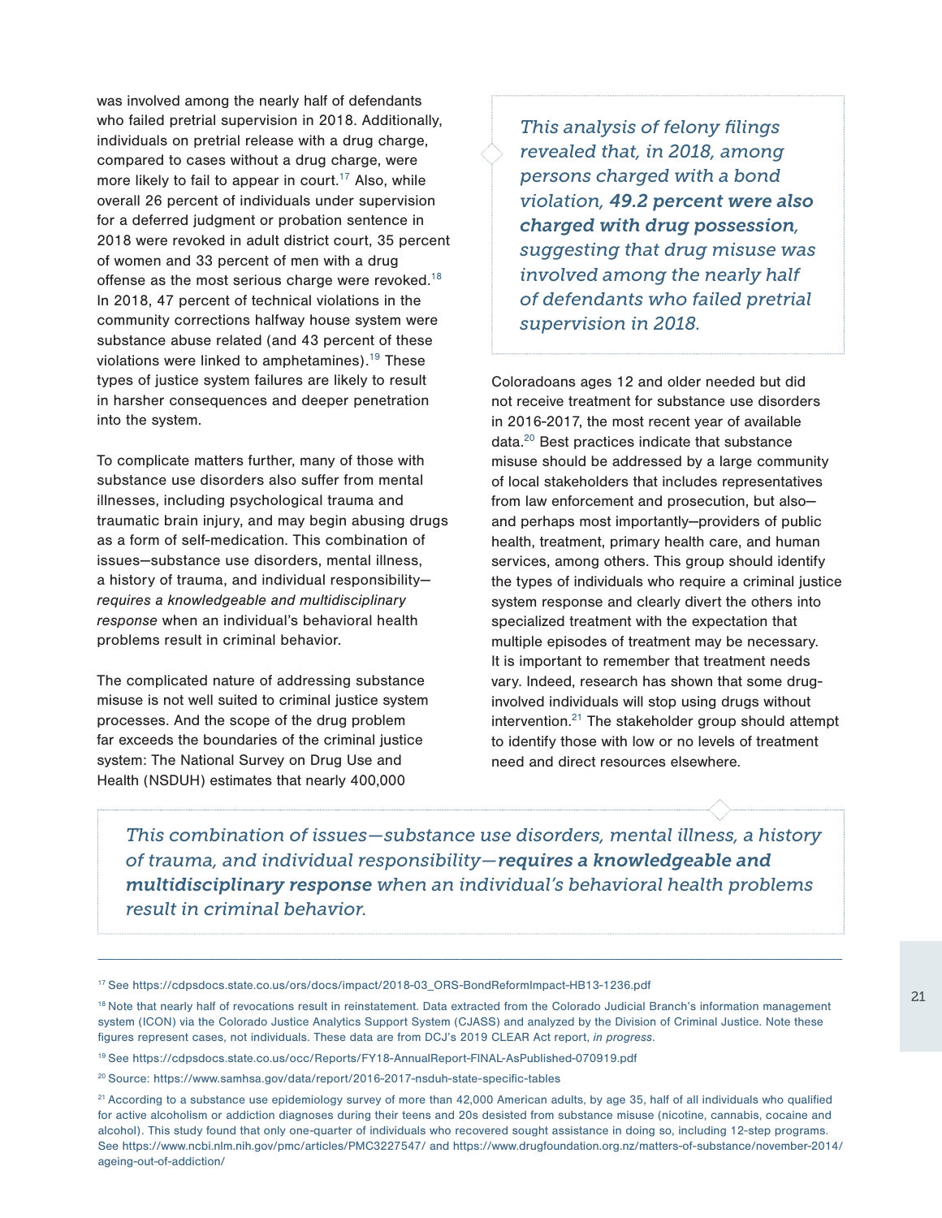was involved among the nearly half of defendants who failed pretrial supervision in 2018. Additionally, individuals on pretrial release with a drug charge, compared to cases without a drug charge, were more likely to fail to appear in court.[17] Also, while overall 26 percent of individuals under supervision for a deferred judgment or probation sentence in 2018 were revoked in adult district court, 35 percent of women and 33 percent of men with a drug offense as the most serious charge were revoked.[18] In 2018, 47 percent of technical violations in the community corrections halfway house system were substance abuse related (and 43 percent of these violations were linked to amphetamines).[19] These types of justice system failures are likely to result in harsher consequences and deeper penetration into the system.

To complicate matters further, many of those with substance use disorders also suffer from mental illnesses, including psychological trauma and traumatic brain injury, and may begin abusing drugs as a form of self-medication. This combination of issues—substance use disorders, mental illness, a history of trauma, and individual responsibility—*requires a knowledgeable and multidisciplinary response* when an individual's behavioral health problems result in criminal behavior.

The complicated nature of addressing substance misuse is not well suited to criminal justice system processes. And the scope of the drug problem far exceeds the boundaries of the criminal justice system: The National Survey on Drug Use and Health (NSDUH) estimates that nearly 400,000 Coloradoans ages 12 and older needed but did not receive treatment for substance use disorders in 2016-2017, the most recent year of available data.[20] Best practices indicate that substance misuse should be addressed by a large community of local stakeholders that includes representatives from law enforcement and prosecution, but also—and perhaps most importantly—providers of public health, treatment, primary health care, and human services, among others. This group should identify the types of individuals who require a criminal justice system response and clearly divert the others into specialized treatment with the expectation that multiple episodes of treatment may be necessary. It is important to remember that treatment needs vary. Indeed, research has shown that some drug-involved individuals will stop using drugs without intervention.[21] The stakeholder group should attempt to identify those with low or no levels of treatment need and direct resources elsewhere.

> *This analysis of felony filings revealed that, in 2018, among persons charged with a bond violation,* ***49.2 percent were also charged with drug possession,*** *suggesting that drug misuse was involved among the nearly half of defendants who failed pretrial supervision in 2018.*

> *This combination of issues—substance use disorders, mental illness, a history of trauma, and individual responsibility—**requires a knowledgeable and multidisciplinary response** when an individual's behavioral health problems result in criminal behavior.*

---

[17] See https://cdpsdocs.state.co.us/ors/docs/impact/2018-03_ORS-BondReformImpact-HB13-1236.pdf

[18] Note that nearly half of revocations result in reinstatement. Data extracted from the Colorado Judicial Branch's information management system (ICON) via the Colorado Justice Analytics Support System (CJASS) and analyzed by the Division of Criminal Justice. Note these figures represent cases, not individuals. These data are from DCJ's 2019 CLEAR Act report, *in progress*.

[19] See https://cdpsdocs.state.co.us/occ/Reports/FY18-AnnualReport-FINAL-AsPublished-070919.pdf

[20] Source: https://www.samhsa.gov/data/report/2016-2017-nsduh-state-specific-tables

[21] According to a substance use epidemiology survey of more than 42,000 American adults, by age 35, half of all individuals who qualified for active alcoholism or addiction diagnoses during their teens and 20s desisted from substance misuse (nicotine, cannabis, cocaine and alcohol). This study found that only one-quarter of individuals who recovered sought assistance in doing so, including 12-step programs. See https://www.ncbi.nlm.nih.gov/pmc/articles/PMC3227547/ and https://www.drugfoundation.org.nz/matters-of-substance/november-2014/ageing-out-of-addiction/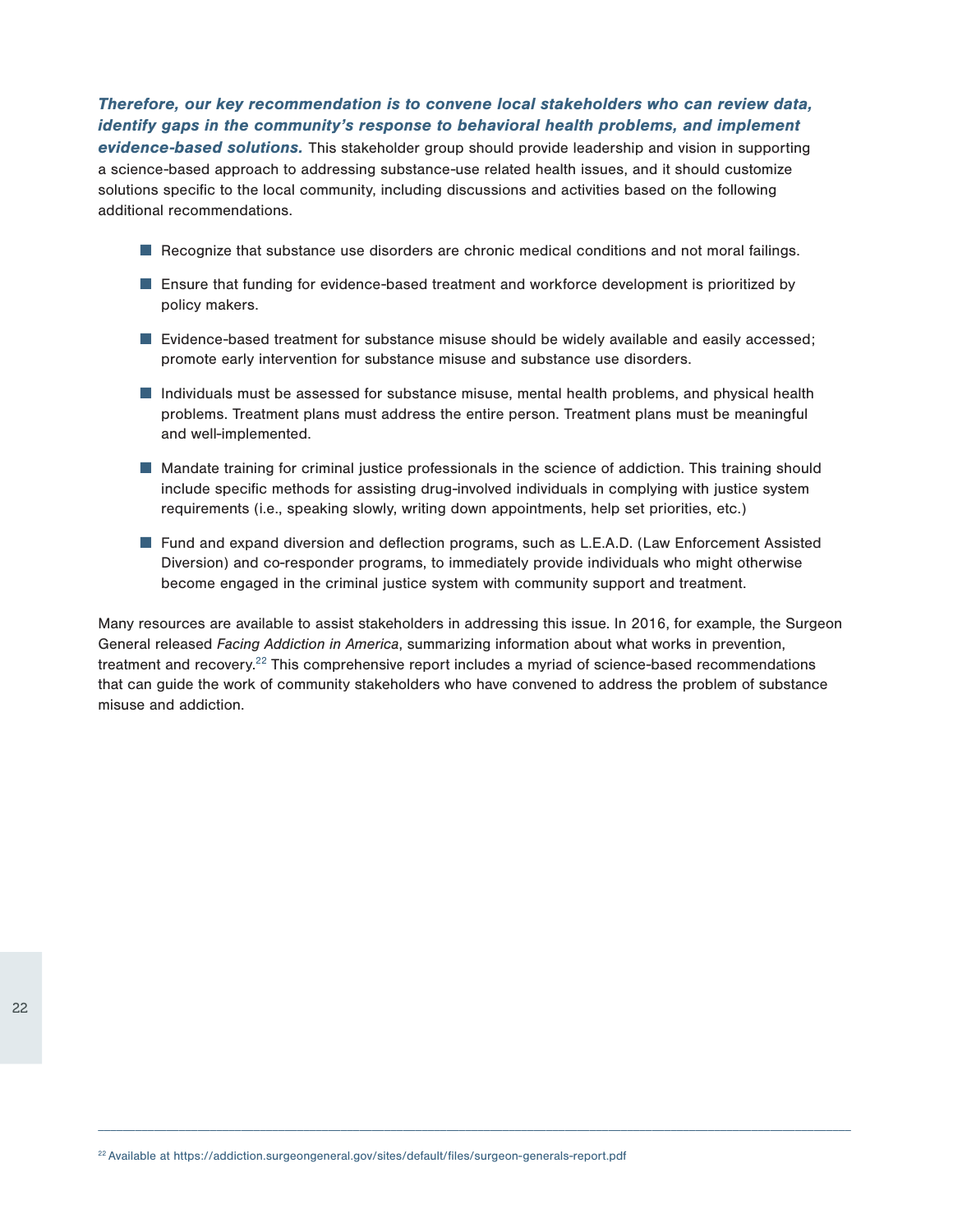***Therefore, our key recommendation is to convene local stakeholders who can review data, identify gaps in the community's response to behavioral health problems, and implement evidence-based solutions.*** This stakeholder group should provide leadership and vision in supporting a science-based approach to addressing substance-use related health issues, and it should customize solutions specific to the local community, including discussions and activities based on the following additional recommendations.

- Recognize that substance use disorders are chronic medical conditions and not moral failings.
- Ensure that funding for evidence-based treatment and workforce development is prioritized by policy makers.
- Evidence-based treatment for substance misuse should be widely available and easily accessed; promote early intervention for substance misuse and substance use disorders.
- Individuals must be assessed for substance misuse, mental health problems, and physical health problems. Treatment plans must address the entire person. Treatment plans must be meaningful and well-implemented.
- Mandate training for criminal justice professionals in the science of addiction. This training should include specific methods for assisting drug-involved individuals in complying with justice system requirements (i.e., speaking slowly, writing down appointments, help set priorities, etc.)
- Fund and expand diversion and deflection programs, such as L.E.A.D. (Law Enforcement Assisted Diversion) and co-responder programs, to immediately provide individuals who might otherwise become engaged in the criminal justice system with community support and treatment.

Many resources are available to assist stakeholders in addressing this issue. In 2016, for example, the Surgeon General released *Facing Addiction in America*, summarizing information about what works in prevention, treatment and recovery.[22] This comprehensive report includes a myriad of science-based recommendations that can guide the work of community stakeholders who have convened to address the problem of substance misuse and addiction.

---

[22] Available at https://addiction.surgeongeneral.gov/sites/default/files/surgeon-generals-report.pdf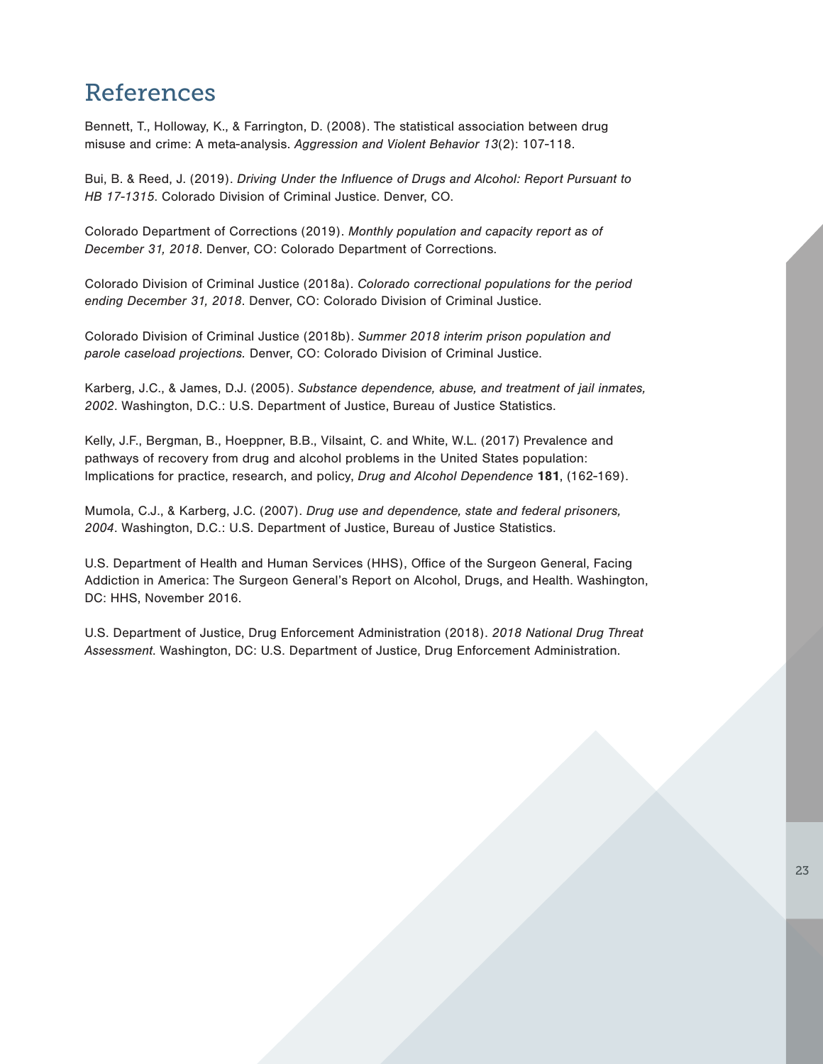# References

Bennett, T., Holloway, K., & Farrington, D. (2008). The statistical association between drug misuse and crime: A meta-analysis. *Aggression and Violent Behavior 13*(2): 107-118.

Bui, B. & Reed, J. (2019). *Driving Under the Influence of Drugs and Alcohol: Report Pursuant to HB 17-1315*. Colorado Division of Criminal Justice. Denver, CO.

Colorado Department of Corrections (2019). *Monthly population and capacity report as of December 31, 2018*. Denver, CO: Colorado Department of Corrections.

Colorado Division of Criminal Justice (2018a). *Colorado correctional populations for the period ending December 31, 2018*. Denver, CO: Colorado Division of Criminal Justice.

Colorado Division of Criminal Justice (2018b). *Summer 2018 interim prison population and parole caseload projections.* Denver, CO: Colorado Division of Criminal Justice.

Karberg, J.C., & James, D.J. (2005). *Substance dependence, abuse, and treatment of jail inmates, 2002*. Washington, D.C.: U.S. Department of Justice, Bureau of Justice Statistics.

Kelly, J.F., Bergman, B., Hoeppner, B.B., Vilsaint, C. and White, W.L. (2017) Prevalence and pathways of recovery from drug and alcohol problems in the United States population: Implications for practice, research, and policy, *Drug and Alcohol Dependence* **181**, (162-169).

Mumola, C.J., & Karberg, J.C. (2007). *Drug use and dependence, state and federal prisoners, 2004*. Washington, D.C.: U.S. Department of Justice, Bureau of Justice Statistics.

U.S. Department of Health and Human Services (HHS), Office of the Surgeon General, Facing Addiction in America: The Surgeon General's Report on Alcohol, Drugs, and Health. Washington, DC: HHS, November 2016.

U.S. Department of Justice, Drug Enforcement Administration (2018). *2018 National Drug Threat Assessment*. Washington, DC: U.S. Department of Justice, Drug Enforcement Administration.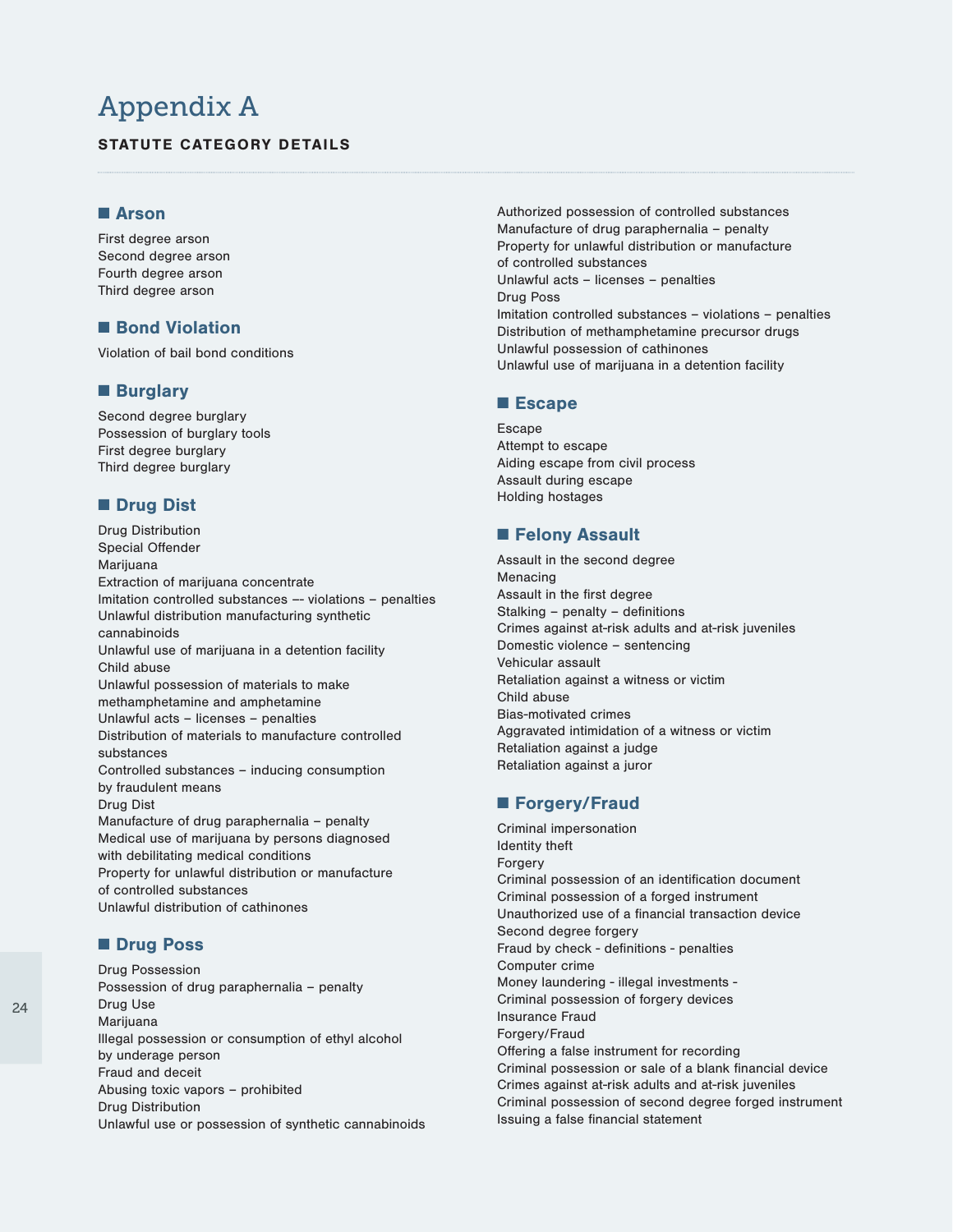# Appendix A

**STATUTE CATEGORY DETAILS**

## Arson

First degree arson
Second degree arson
Fourth degree arson
Third degree arson

## Bond Violation

Violation of bail bond conditions

## Burglary

Second degree burglary
Possession of burglary tools
First degree burglary
Third degree burglary

## Drug Dist

Drug Distribution
Special Offender
Marijuana
Extraction of marijuana concentrate
Imitation controlled substances –- violations – penalties
Unlawful distribution manufacturing synthetic cannabinoids
Unlawful use of marijuana in a detention facility
Child abuse
Unlawful possession of materials to make methamphetamine and amphetamine
Unlawful acts – licenses – penalties
Distribution of materials to manufacture controlled substances
Controlled substances – inducing consumption by fraudulent means
Drug Dist
Manufacture of drug paraphernalia – penalty
Medical use of marijuana by persons diagnosed with debilitating medical conditions
Property for unlawful distribution or manufacture of controlled substances
Unlawful distribution of cathinones

## Drug Poss

Drug Possession
Possession of drug paraphernalia – penalty
Drug Use
Marijuana
Illegal possession or consumption of ethyl alcohol by underage person
Fraud and deceit
Abusing toxic vapors – prohibited
Drug Distribution
Unlawful use or possession of synthetic cannabinoids
Authorized possession of controlled substances
Manufacture of drug paraphernalia – penalty
Property for unlawful distribution or manufacture of controlled substances
Unlawful acts – licenses – penalties
Drug Poss
Imitation controlled substances – violations – penalties
Distribution of methamphetamine precursor drugs
Unlawful possession of cathinones
Unlawful use of marijuana in a detention facility

## Escape

Escape
Attempt to escape
Aiding escape from civil process
Assault during escape
Holding hostages

## Felony Assault

Assault in the second degree
Menacing
Assault in the first degree
Stalking – penalty – definitions
Crimes against at-risk adults and at-risk juveniles
Domestic violence – sentencing
Vehicular assault
Retaliation against a witness or victim
Child abuse
Bias-motivated crimes
Aggravated intimidation of a witness or victim
Retaliation against a judge
Retaliation against a juror

## Forgery/Fraud

Criminal impersonation
Identity theft
Forgery
Criminal possession of an identification document
Criminal possession of a forged instrument
Unauthorized use of a financial transaction device
Second degree forgery
Fraud by check - definitions - penalties
Computer crime
Money laundering - illegal investments -
Criminal possession of forgery devices
Insurance Fraud
Forgery/Fraud
Offering a false instrument for recording
Criminal possession or sale of a blank financial device
Crimes against at-risk adults and at-risk juveniles
Criminal possession of second degree forged instrument
Issuing a false financial statement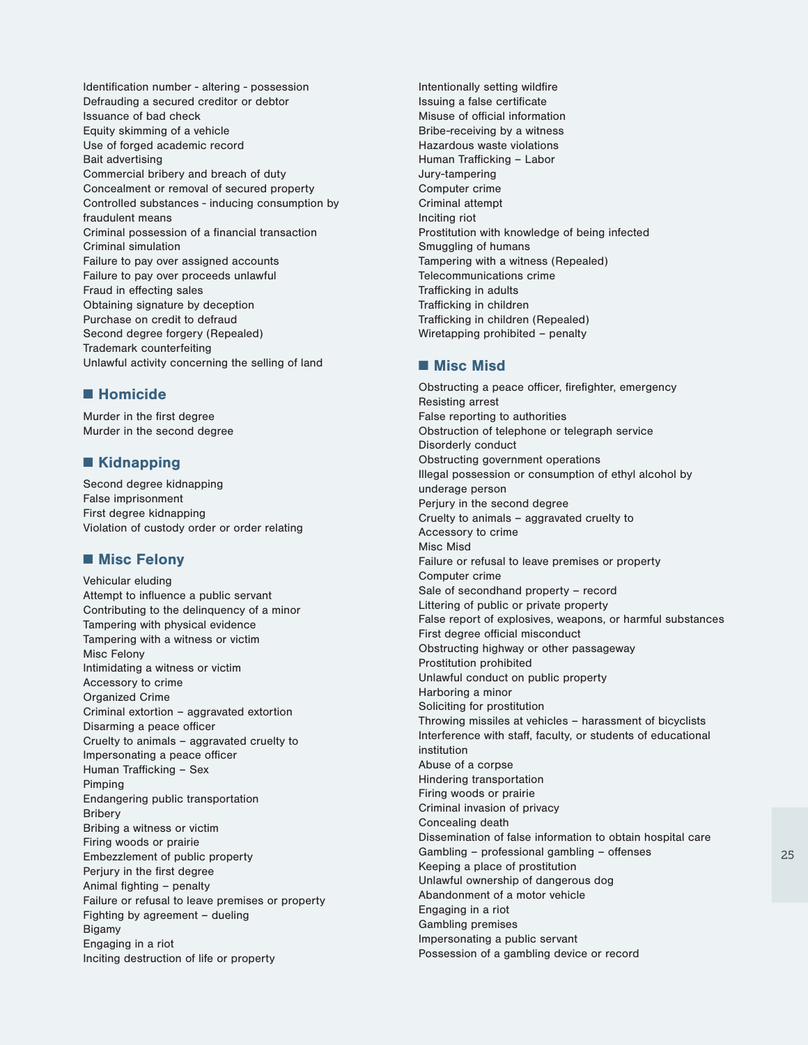Identification number - altering - possession
Defrauding a secured creditor or debtor
Issuance of bad check
Equity skimming of a vehicle
Use of forged academic record
Bait advertising
Commercial bribery and breach of duty
Concealment or removal of secured property
Controlled substances - inducing consumption by fraudulent means
Criminal possession of a financial transaction
Criminal simulation
Failure to pay over assigned accounts
Failure to pay over proceeds unlawful
Fraud in effecting sales
Obtaining signature by deception
Purchase on credit to defraud
Second degree forgery (Repealed)
Trademark counterfeiting
Unlawful activity concerning the selling of land

## Homicide

Murder in the first degree
Murder in the second degree

## Kidnapping

Second degree kidnapping
False imprisonment
First degree kidnapping
Violation of custody order or order relating

## Misc Felony

Vehicular eluding
Attempt to influence a public servant
Contributing to the delinquency of a minor
Tampering with physical evidence
Tampering with a witness or victim
Misc Felony
Intimidating a witness or victim
Accessory to crime
Organized Crime
Criminal extortion – aggravated extortion
Disarming a peace officer
Cruelty to animals – aggravated cruelty to
Impersonating a peace officer
Human Trafficking – Sex
Pimping
Endangering public transportation
Bribery
Bribing a witness or victim
Firing woods or prairie
Embezzlement of public property
Perjury in the first degree
Animal fighting – penalty
Failure or refusal to leave premises or property
Fighting by agreement – dueling
Bigamy
Engaging in a riot
Inciting destruction of life or property
Intentionally setting wildfire
Issuing a false certificate
Misuse of official information
Bribe-receiving by a witness
Hazardous waste violations
Human Trafficking – Labor
Jury-tampering
Computer crime
Criminal attempt
Inciting riot
Prostitution with knowledge of being infected
Smuggling of humans
Tampering with a witness (Repealed)
Telecommunications crime
Trafficking in adults
Trafficking in children
Trafficking in children (Repealed)
Wiretapping prohibited – penalty

## Misc Misd

Obstructing a peace officer, firefighter, emergency
Resisting arrest
False reporting to authorities
Obstruction of telephone or telegraph service
Disorderly conduct
Obstructing government operations
Illegal possession or consumption of ethyl alcohol by underage person
Perjury in the second degree
Cruelty to animals – aggravated cruelty to
Accessory to crime
Misc Misd
Failure or refusal to leave premises or property
Computer crime
Sale of secondhand property – record
Littering of public or private property
False report of explosives, weapons, or harmful substances
First degree official misconduct
Obstructing highway or other passageway
Prostitution prohibited
Unlawful conduct on public property
Harboring a minor
Soliciting for prostitution
Throwing missiles at vehicles – harassment of bicyclists
Interference with staff, faculty, or students of educational institution
Abuse of a corpse
Hindering transportation
Firing woods or prairie
Criminal invasion of privacy
Concealing death
Dissemination of false information to obtain hospital care
Gambling – professional gambling – offenses
Keeping a place of prostitution
Unlawful ownership of dangerous dog
Abandonment of a motor vehicle
Engaging in a riot
Gambling premises
Impersonating a public servant
Possession of a gambling device or record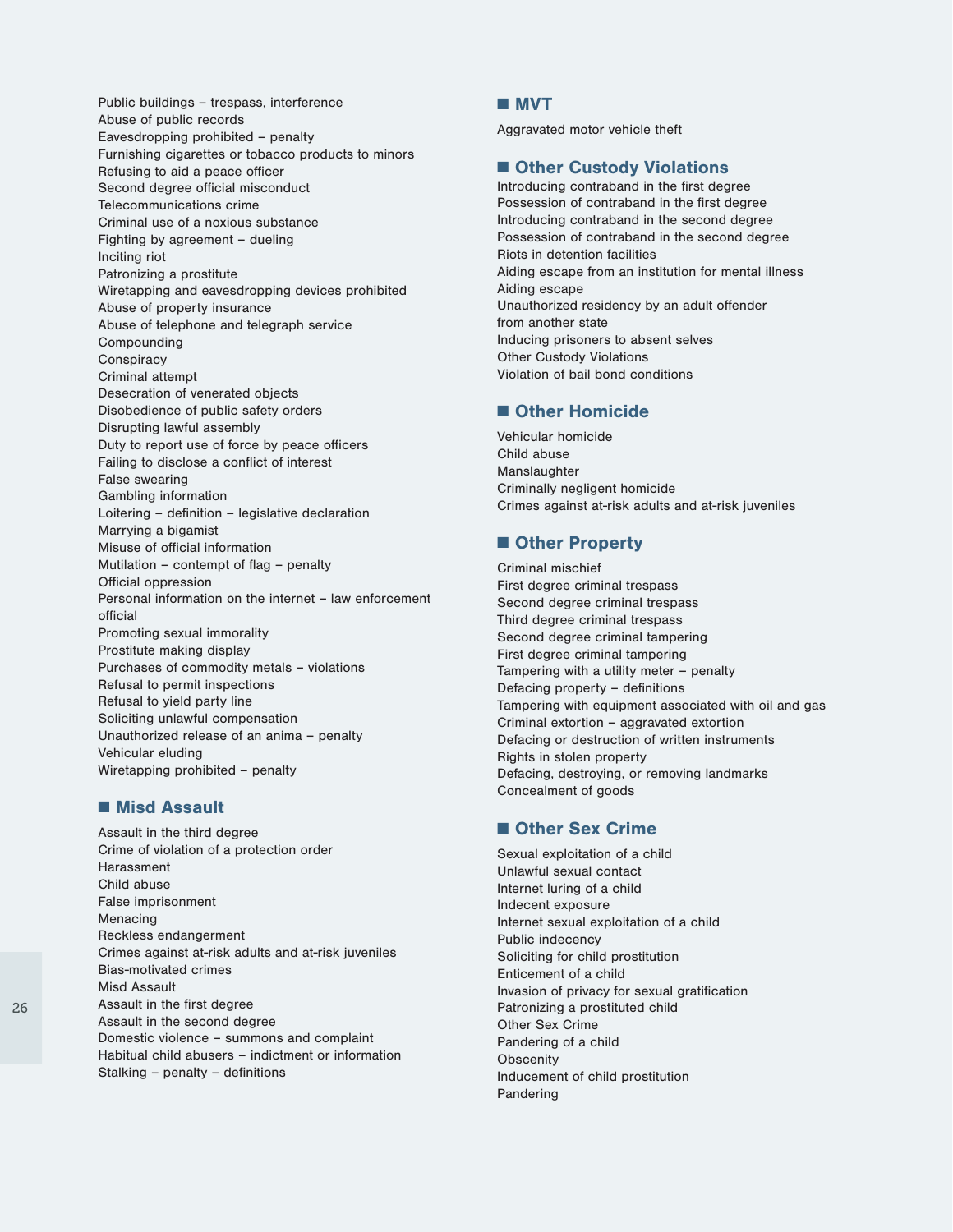Public buildings – trespass, interference
Abuse of public records
Eavesdropping prohibited – penalty
Furnishing cigarettes or tobacco products to minors
Refusing to aid a peace officer
Second degree official misconduct
Telecommunications crime
Criminal use of a noxious substance
Fighting by agreement – dueling
Inciting riot
Patronizing a prostitute
Wiretapping and eavesdropping devices prohibited
Abuse of property insurance
Abuse of telephone and telegraph service
Compounding
Conspiracy
Criminal attempt
Desecration of venerated objects
Disobedience of public safety orders
Disrupting lawful assembly
Duty to report use of force by peace officers
Failing to disclose a conflict of interest
False swearing
Gambling information
Loitering – definition – legislative declaration
Marrying a bigamist
Misuse of official information
Mutilation – contempt of flag – penalty
Official oppression
Personal information on the internet – law enforcement official
Promoting sexual immorality
Prostitute making display
Purchases of commodity metals – violations
Refusal to permit inspections
Refusal to yield party line
Soliciting unlawful compensation
Unauthorized release of an anima – penalty
Vehicular eluding
Wiretapping prohibited – penalty

## Misd Assault

Assault in the third degree
Crime of violation of a protection order
Harassment
Child abuse
False imprisonment
Menacing
Reckless endangerment
Crimes against at-risk adults and at-risk juveniles
Bias-motivated crimes
Misd Assault
Assault in the first degree
Assault in the second degree
Domestic violence – summons and complaint
Habitual child abusers – indictment or information
Stalking – penalty – definitions

## MVT

Aggravated motor vehicle theft

## Other Custody Violations

Introducing contraband in the first degree
Possession of contraband in the first degree
Introducing contraband in the second degree
Possession of contraband in the second degree
Riots in detention facilities
Aiding escape from an institution for mental illness
Aiding escape
Unauthorized residency by an adult offender from another state
Inducing prisoners to absent selves
Other Custody Violations
Violation of bail bond conditions

## Other Homicide

Vehicular homicide
Child abuse
Manslaughter
Criminally negligent homicide
Crimes against at-risk adults and at-risk juveniles

## Other Property

Criminal mischief
First degree criminal trespass
Second degree criminal trespass
Third degree criminal trespass
Second degree criminal tampering
First degree criminal tampering
Tampering with a utility meter – penalty
Defacing property – definitions
Tampering with equipment associated with oil and gas
Criminal extortion – aggravated extortion
Defacing or destruction of written instruments
Rights in stolen property
Defacing, destroying, or removing landmarks
Concealment of goods

## Other Sex Crime

Sexual exploitation of a child
Unlawful sexual contact
Internet luring of a child
Indecent exposure
Internet sexual exploitation of a child
Public indecency
Soliciting for child prostitution
Enticement of a child
Invasion of privacy for sexual gratification
Patronizing a prostituted child
Other Sex Crime
Pandering of a child
Obscenity
Inducement of child prostitution
Pandering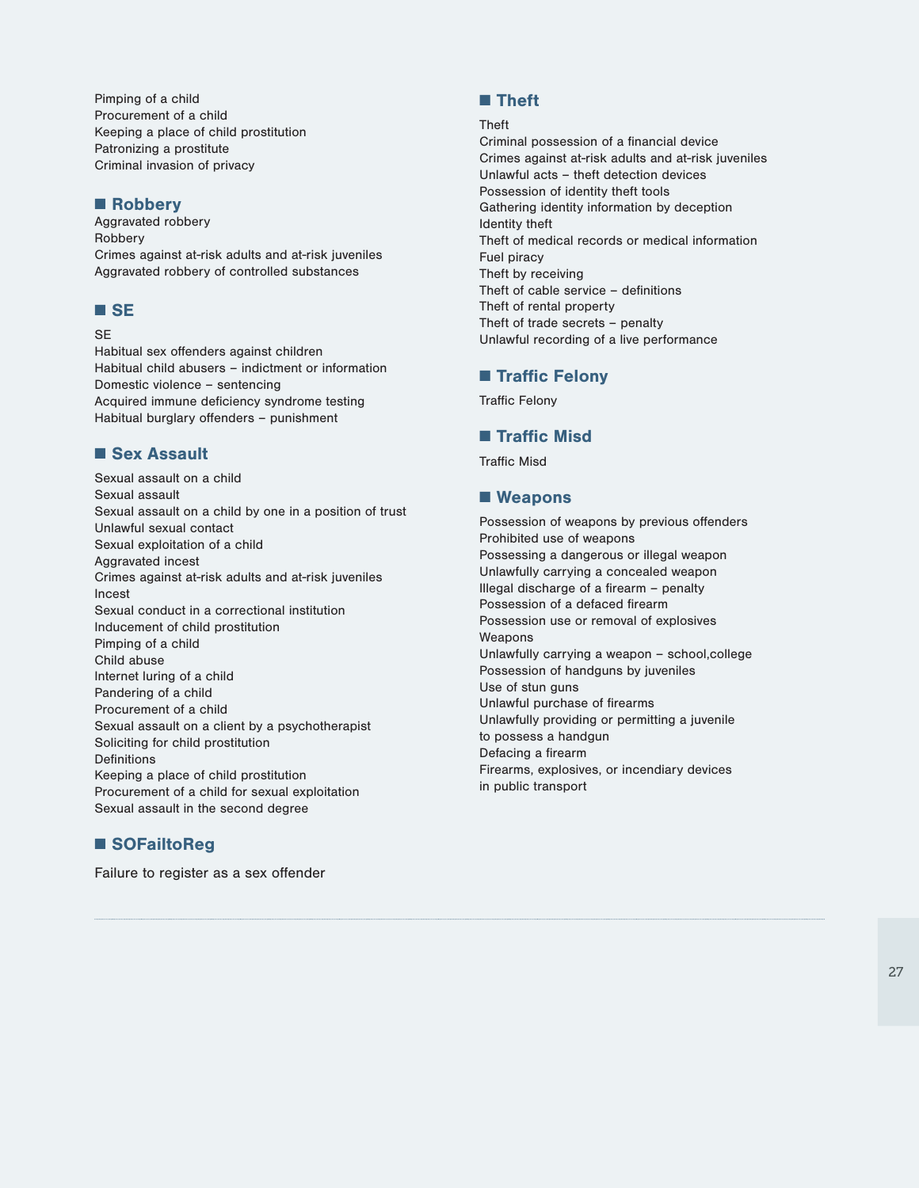Pimping of a child
Procurement of a child
Keeping a place of child prostitution
Patronizing a prostitute
Criminal invasion of privacy

## Robbery

Aggravated robbery
Robbery
Crimes against at-risk adults and at-risk juveniles
Aggravated robbery of controlled substances

## SE

SE
Habitual sex offenders against children
Habitual child abusers – indictment or information
Domestic violence – sentencing
Acquired immune deficiency syndrome testing
Habitual burglary offenders – punishment

## Sex Assault

Sexual assault on a child
Sexual assault
Sexual assault on a child by one in a position of trust
Unlawful sexual contact
Sexual exploitation of a child
Aggravated incest
Crimes against at-risk adults and at-risk juveniles
Incest
Sexual conduct in a correctional institution
Inducement of child prostitution
Pimping of a child
Child abuse
Internet luring of a child
Pandering of a child
Procurement of a child
Sexual assault on a client by a psychotherapist
Soliciting for child prostitution
Definitions
Keeping a place of child prostitution
Procurement of a child for sexual exploitation
Sexual assault in the second degree

## SOFailtoReg

Failure to register as a sex offender

## Theft

Theft
Criminal possession of a financial device
Crimes against at-risk adults and at-risk juveniles
Unlawful acts – theft detection devices
Possession of identity theft tools
Gathering identity information by deception
Identity theft
Theft of medical records or medical information
Fuel piracy
Theft by receiving
Theft of cable service – definitions
Theft of rental property
Theft of trade secrets – penalty
Unlawful recording of a live performance

## Traffic Felony

Traffic Felony

## Traffic Misd

Traffic Misd

## Weapons

Possession of weapons by previous offenders
Prohibited use of weapons
Possessing a dangerous or illegal weapon
Unlawfully carrying a concealed weapon
Illegal discharge of a firearm – penalty
Possession of a defaced firearm
Possession use or removal of explosives
Weapons
Unlawfully carrying a weapon – school,college
Possession of handguns by juveniles
Use of stun guns
Unlawful purchase of firearms
Unlawfully providing or permitting a juvenile to possess a handgun
Defacing a firearm
Firearms, explosives, or incendiary devices in public transport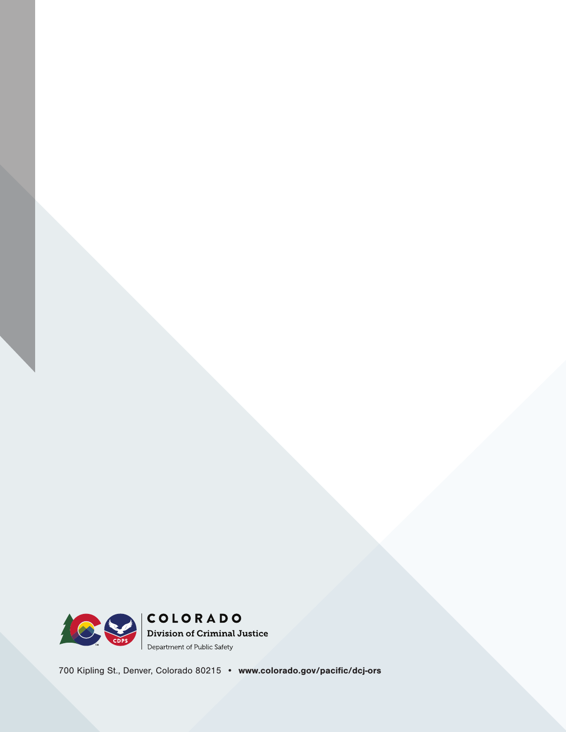COLORADO

Division of Criminal Justice

Department of Public Safety

700 Kipling St., Denver, Colorado 80215 • **www.colorado.gov/pacific/dcj-ors**